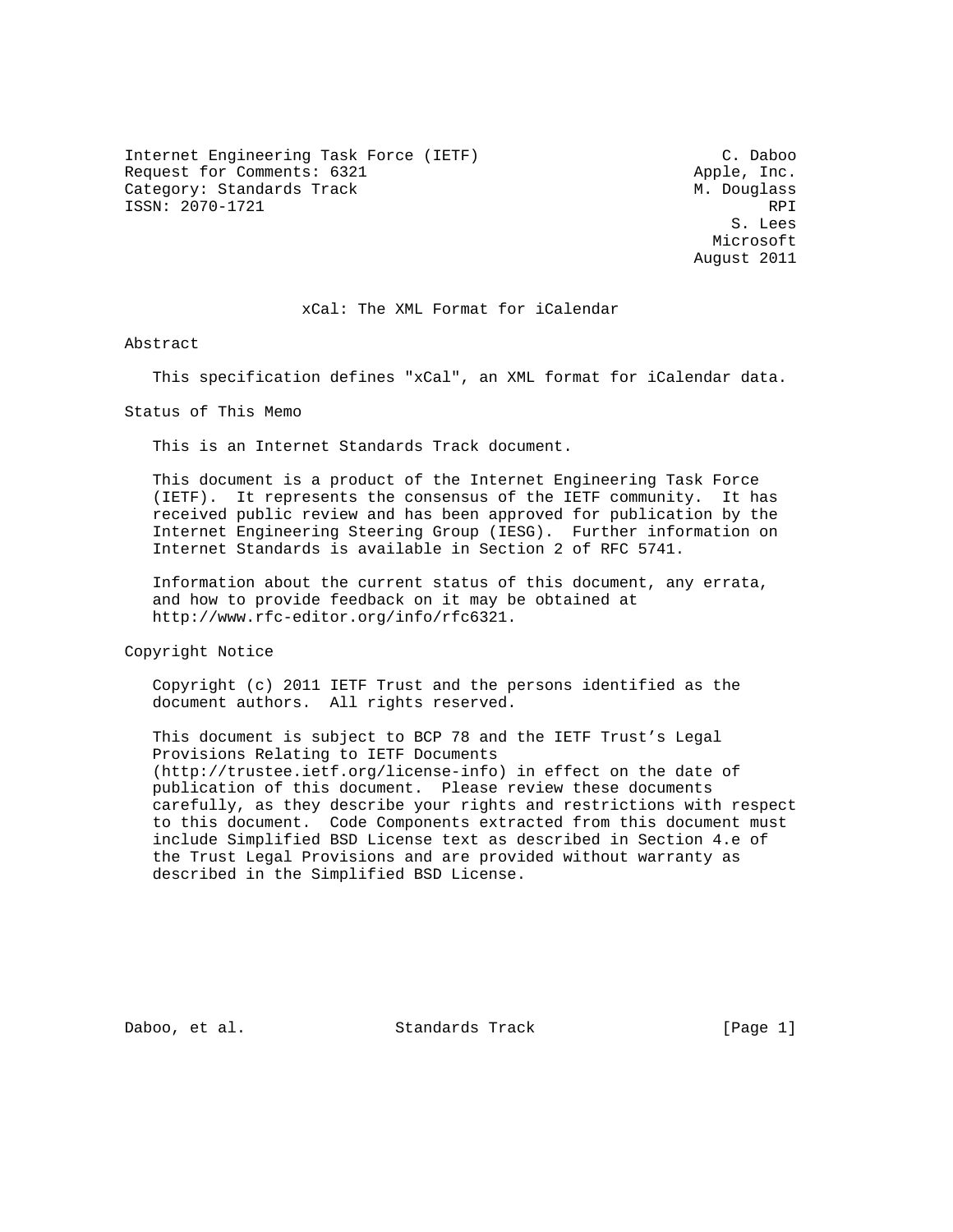Internet Engineering Task Force (IETF) C. Daboo
Request for Comments: 6321 Apple, Inc.
Category: Standards Track M. Douglass
ISSN: 2070-1721 RPI
S. Lees
Microsoft
August 2011

# xCal: The XML Format for iCalendar

## Abstract

This specification defines "xCal", an XML format for iCalendar data.

## Status of This Memo

This is an Internet Standards Track document.

This document is a product of the Internet Engineering Task Force (IETF). It represents the consensus of the IETF community. It has received public review and has been approved for publication by the Internet Engineering Steering Group (IESG). Further information on Internet Standards is available in Section 2 of RFC 5741.

Information about the current status of this document, any errata, and how to provide feedback on it may be obtained at http://www.rfc-editor.org/info/rfc6321.

## Copyright Notice

Copyright (c) 2011 IETF Trust and the persons identified as the document authors. All rights reserved.

This document is subject to BCP 78 and the IETF Trust's Legal Provisions Relating to IETF Documents (http://trustee.ietf.org/license-info) in effect on the date of publication of this document. Please review these documents carefully, as they describe your rights and restrictions with respect to this document. Code Components extracted from this document must include Simplified BSD License text as described in Section 4.e of the Trust Legal Provisions and are provided without warranty as described in the Simplified BSD License.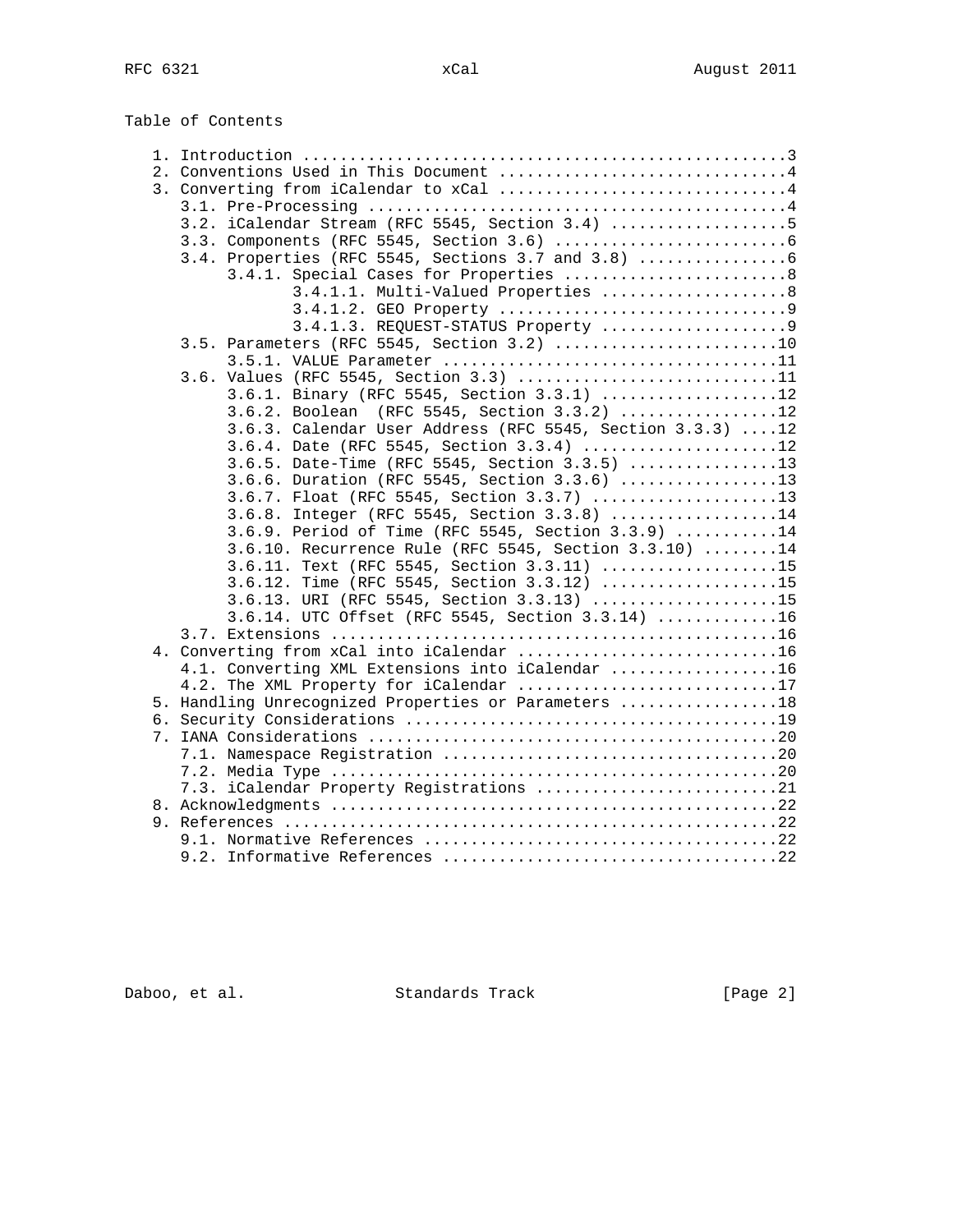Table of Contents

```
   1. Introduction ....................................................3
   2. Conventions Used in This Document ...............................4
   3. Converting from iCalendar to xCal ...............................4
      3.1. Pre-Processing .............................................4
      3.2. iCalendar Stream (RFC 5545, Section 3.4) ...................5
      3.3. Components (RFC 5545, Section 3.6) .........................6
      3.4. Properties (RFC 5545, Sections 3.7 and 3.8) ................6
           3.4.1. Special Cases for Properties ........................8
                  3.4.1.1. Multi-Valued Properties ....................8
                  3.4.1.2. GEO Property ...............................9
                  3.4.1.3. REQUEST-STATUS Property ....................9
      3.5. Parameters (RFC 5545, Section 3.2) ........................10
           3.5.1. VALUE Parameter ....................................11
      3.6. Values (RFC 5545, Section 3.3) ............................11
           3.6.1. Binary (RFC 5545, Section 3.3.1) ...................12
           3.6.2. Boolean  (RFC 5545, Section 3.3.2) .................12
           3.6.3. Calendar User Address (RFC 5545, Section 3.3.3) ....12
           3.6.4. Date (RFC 5545, Section 3.3.4) .....................12
           3.6.5. Date-Time (RFC 5545, Section 3.3.5) ................13
           3.6.6. Duration (RFC 5545, Section 3.3.6) .................13
           3.6.7. Float (RFC 5545, Section 3.3.7) ....................13
           3.6.8. Integer (RFC 5545, Section 3.3.8) ..................14
           3.6.9. Period of Time (RFC 5545, Section 3.3.9) ...........14
           3.6.10. Recurrence Rule (RFC 5545, Section 3.3.10) ........14
           3.6.11. Text (RFC 5545, Section 3.3.11) ...................15
           3.6.12. Time (RFC 5545, Section 3.3.12) ...................15
           3.6.13. URI (RFC 5545, Section 3.3.13) ....................15
           3.6.14. UTC Offset (RFC 5545, Section 3.3.14) .............16
      3.7. Extensions ................................................16
   4. Converting from xCal into iCalendar ............................16
      4.1. Converting XML Extensions into iCalendar ..................16
      4.2. The XML Property for iCalendar ............................17
   5. Handling Unrecognized Properties or Parameters .................18
   6. Security Considerations ........................................19
   7. IANA Considerations ............................................20
      7.1. Namespace Registration ....................................20
      7.2. Media Type ................................................20
      7.3. iCalendar Property Registrations ..........................21
   8. Acknowledgments ................................................22
   9. References .....................................................22
      9.1. Normative References ......................................22
      9.2. Informative References ....................................22
```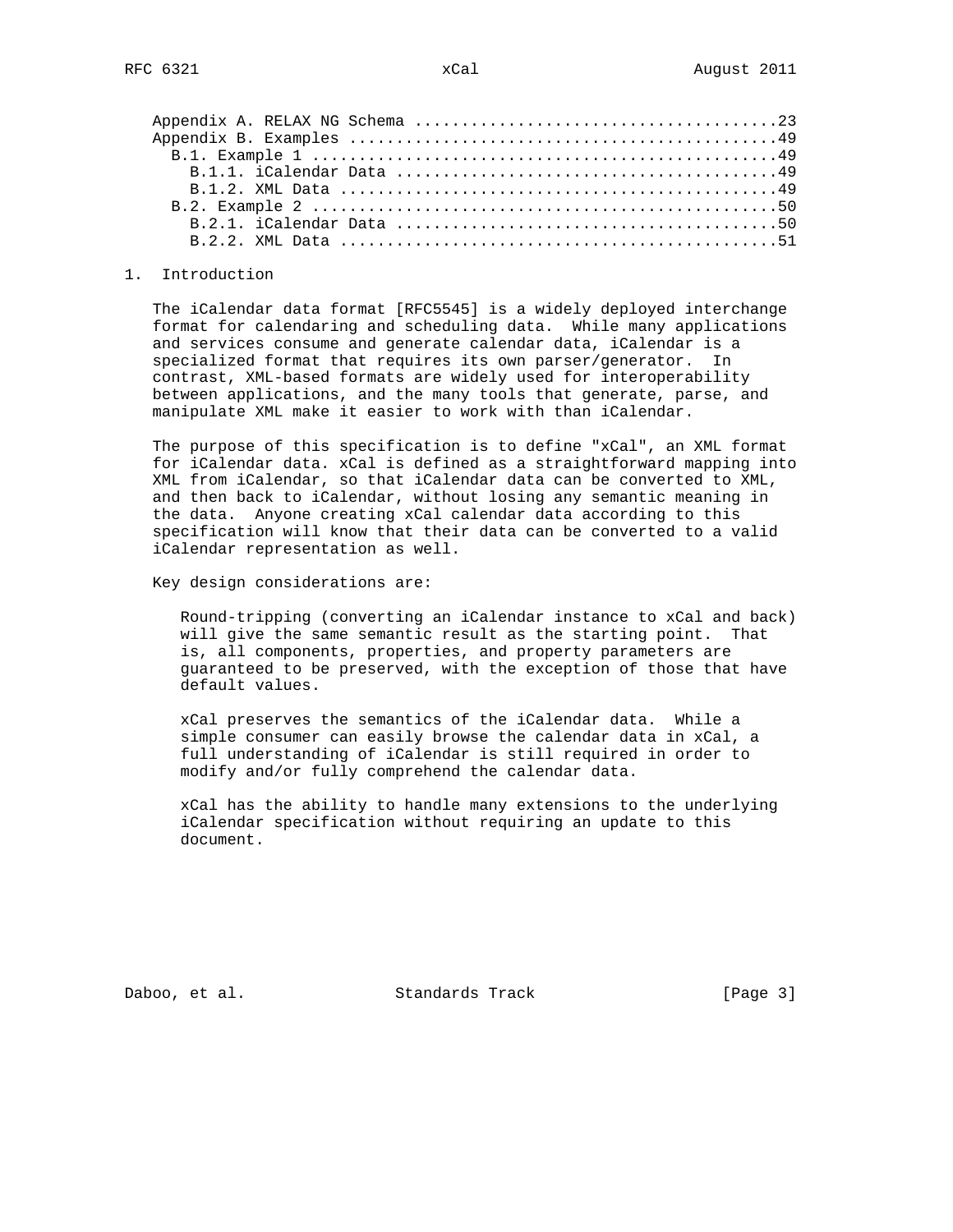Appendix A. RELAX NG Schema ......................................23
Appendix B. Examples .............................................49
  B.1. Example 1 .................................................49
    B.1.1. iCalendar Data ........................................49
    B.1.2. XML Data ..............................................49
  B.2. Example 2 .................................................50
    B.2.1. iCalendar Data ........................................50
    B.2.2. XML Data ..............................................51

## 1. Introduction

The iCalendar data format [RFC5545] is a widely deployed interchange format for calendaring and scheduling data. While many applications and services consume and generate calendar data, iCalendar is a specialized format that requires its own parser/generator. In contrast, XML-based formats are widely used for interoperability between applications, and the many tools that generate, parse, and manipulate XML make it easier to work with than iCalendar.

The purpose of this specification is to define "xCal", an XML format for iCalendar data. xCal is defined as a straightforward mapping into XML from iCalendar, so that iCalendar data can be converted to XML, and then back to iCalendar, without losing any semantic meaning in the data. Anyone creating xCal calendar data according to this specification will know that their data can be converted to a valid iCalendar representation as well.

Key design considerations are:

Round-tripping (converting an iCalendar instance to xCal and back) will give the same semantic result as the starting point. That is, all components, properties, and property parameters are guaranteed to be preserved, with the exception of those that have default values.

xCal preserves the semantics of the iCalendar data. While a simple consumer can easily browse the calendar data in xCal, a full understanding of iCalendar is still required in order to modify and/or fully comprehend the calendar data.

xCal has the ability to handle many extensions to the underlying iCalendar specification without requiring an update to this document.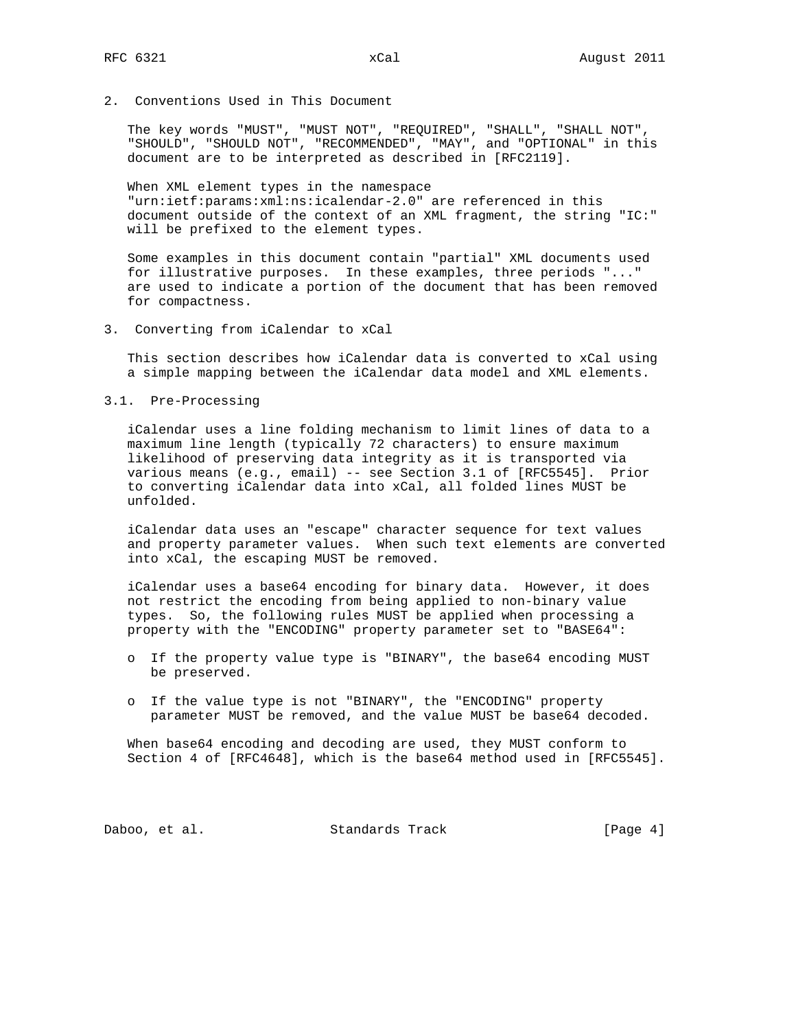## 2. Conventions Used in This Document

The key words "MUST", "MUST NOT", "REQUIRED", "SHALL", "SHALL NOT", "SHOULD", "SHOULD NOT", "RECOMMENDED", "MAY", and "OPTIONAL" in this document are to be interpreted as described in [RFC2119].

When XML element types in the namespace "urn:ietf:params:xml:ns:icalendar-2.0" are referenced in this document outside of the context of an XML fragment, the string "IC:" will be prefixed to the element types.

Some examples in this document contain "partial" XML documents used for illustrative purposes. In these examples, three periods "..." are used to indicate a portion of the document that has been removed for compactness.

## 3. Converting from iCalendar to xCal

This section describes how iCalendar data is converted to xCal using a simple mapping between the iCalendar data model and XML elements.

### 3.1. Pre-Processing

iCalendar uses a line folding mechanism to limit lines of data to a maximum line length (typically 72 characters) to ensure maximum likelihood of preserving data integrity as it is transported via various means (e.g., email) -- see Section 3.1 of [RFC5545]. Prior to converting iCalendar data into xCal, all folded lines MUST be unfolded.

iCalendar data uses an "escape" character sequence for text values and property parameter values. When such text elements are converted into xCal, the escaping MUST be removed.

iCalendar uses a base64 encoding for binary data. However, it does not restrict the encoding from being applied to non-binary value types. So, the following rules MUST be applied when processing a property with the "ENCODING" property parameter set to "BASE64":

- If the property value type is "BINARY", the base64 encoding MUST be preserved.
- If the value type is not "BINARY", the "ENCODING" property parameter MUST be removed, and the value MUST be base64 decoded.

When base64 encoding and decoding are used, they MUST conform to Section 4 of [RFC4648], which is the base64 method used in [RFC5545].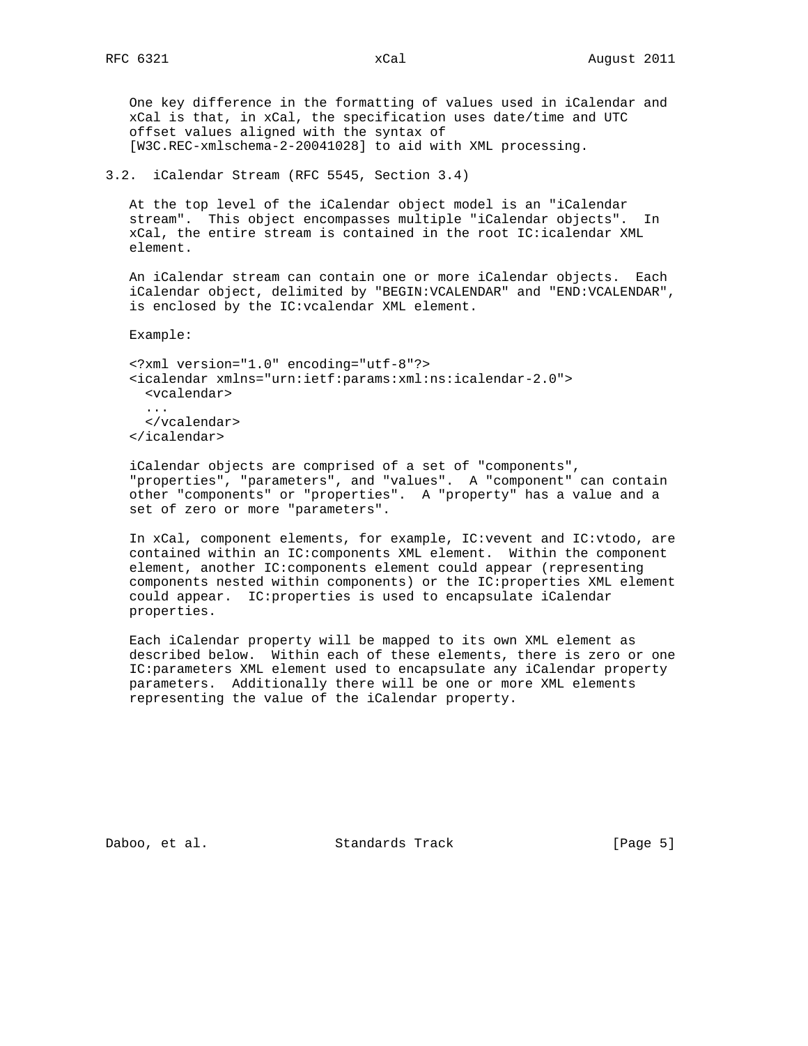One key difference in the formatting of values used in iCalendar and xCal is that, in xCal, the specification uses date/time and UTC offset values aligned with the syntax of [W3C.REC-xmlschema-2-20041028] to aid with XML processing.

## 3.2. iCalendar Stream (RFC 5545, Section 3.4)

At the top level of the iCalendar object model is an "iCalendar stream". This object encompasses multiple "iCalendar objects". In xCal, the entire stream is contained in the root IC:icalendar XML element.

An iCalendar stream can contain one or more iCalendar objects. Each iCalendar object, delimited by "BEGIN:VCALENDAR" and "END:VCALENDAR", is enclosed by the IC:vcalendar XML element.

Example:

```
<?xml version="1.0" encoding="utf-8"?>
<icalendar xmlns="urn:ietf:params:xml:ns:icalendar-2.0">
  <vcalendar>
  ...
  </vcalendar>
</icalendar>
```

iCalendar objects are comprised of a set of "components", "properties", "parameters", and "values". A "component" can contain other "components" or "properties". A "property" has a value and a set of zero or more "parameters".

In xCal, component elements, for example, IC:vevent and IC:vtodo, are contained within an IC:components XML element. Within the component element, another IC:components element could appear (representing components nested within components) or the IC:properties XML element could appear. IC:properties is used to encapsulate iCalendar properties.

Each iCalendar property will be mapped to its own XML element as described below. Within each of these elements, there is zero or one IC:parameters XML element used to encapsulate any iCalendar property parameters. Additionally there will be one or more XML elements representing the value of the iCalendar property.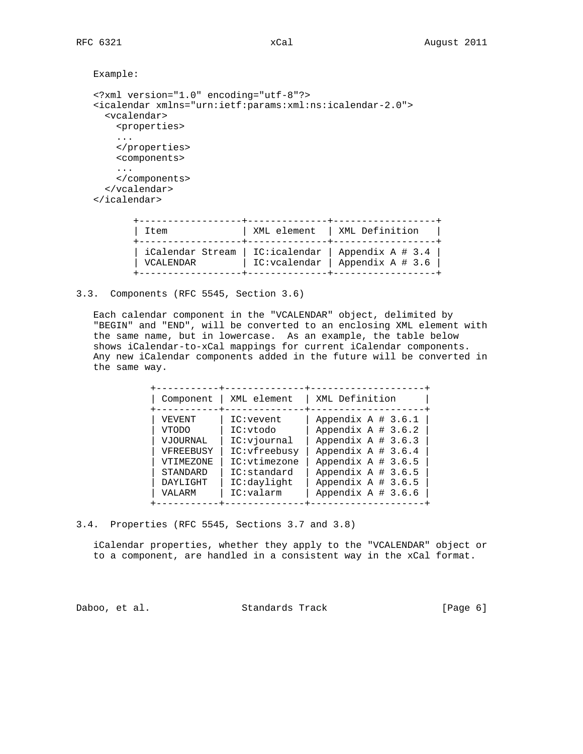Example:

```
<?xml version="1.0" encoding="utf-8"?>
<icalendar xmlns="urn:ietf:params:xml:ns:icalendar-2.0">
  <vcalendar>
    <properties>
    ...
    </properties>
    <components>
    ...
    </components>
  </vcalendar>
</icalendar>
```

| Item | XML element | XML Definition |
|---|---|---|
| iCalendar Stream | IC:icalendar | Appendix A # 3.4 |
| VCALENDAR | IC:vcalendar | Appendix A # 3.6 |

### 3.3. Components (RFC 5545, Section 3.6)

Each calendar component in the "VCALENDAR" object, delimited by "BEGIN" and "END", will be converted to an enclosing XML element with the same name, but in lowercase. As an example, the table below shows iCalendar-to-xCal mappings for current iCalendar components. Any new iCalendar components added in the future will be converted in the same way.

| Component | XML element | XML Definition |
|---|---|---|
| VEVENT | IC:vevent | Appendix A # 3.6.1 |
| VTODO | IC:vtodo | Appendix A # 3.6.2 |
| VJOURNAL | IC:vjournal | Appendix A # 3.6.3 |
| VFREEBUSY | IC:vfreebusy | Appendix A # 3.6.4 |
| VTIMEZONE | IC:vtimezone | Appendix A # 3.6.5 |
| STANDARD | IC:standard | Appendix A # 3.6.5 |
| DAYLIGHT | IC:daylight | Appendix A # 3.6.5 |
| VALARM | IC:valarm | Appendix A # 3.6.6 |

### 3.4. Properties (RFC 5545, Sections 3.7 and 3.8)

iCalendar properties, whether they apply to the "VCALENDAR" object or to a component, are handled in a consistent way in the xCal format.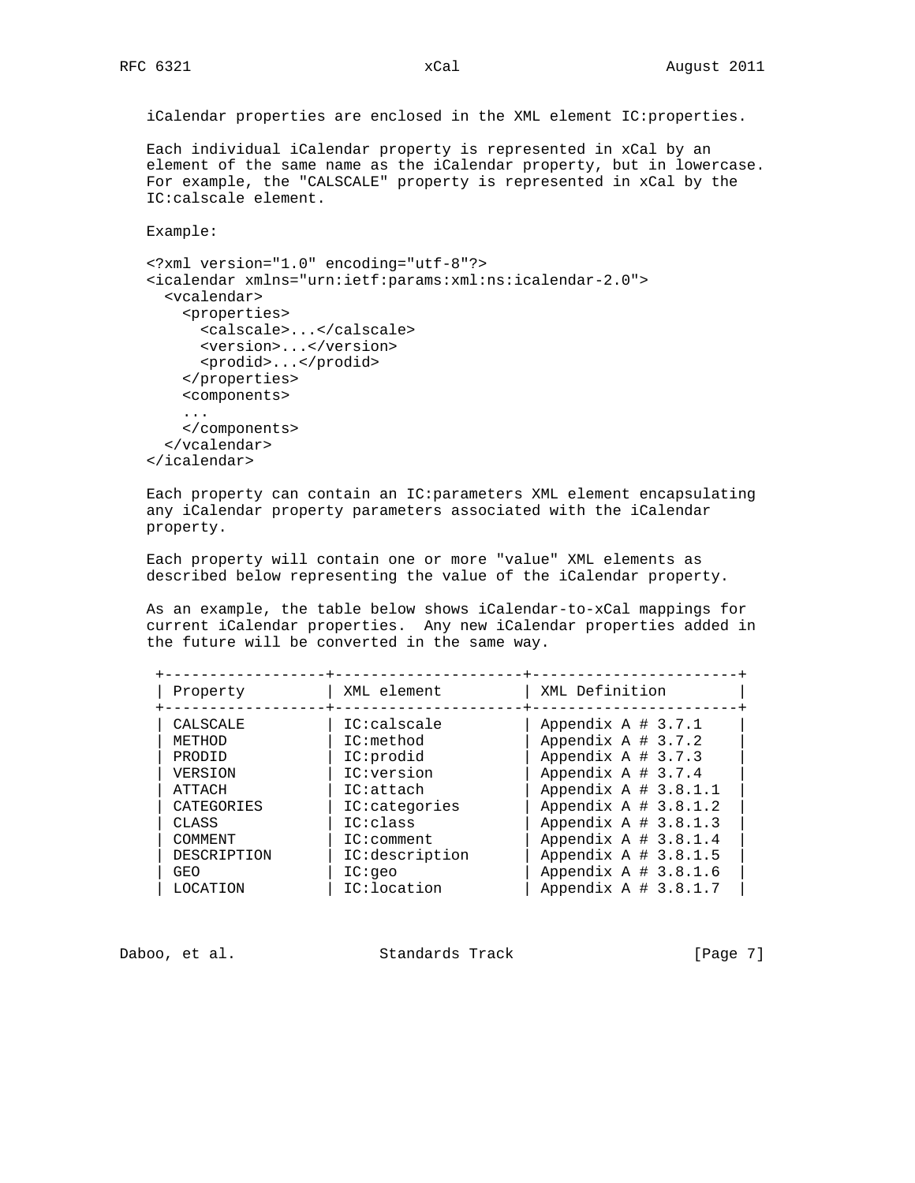iCalendar properties are enclosed in the XML element IC:properties.

Each individual iCalendar property is represented in xCal by an element of the same name as the iCalendar property, but in lowercase. For example, the "CALSCALE" property is represented in xCal by the IC:calscale element.

Example:

```
<?xml version="1.0" encoding="utf-8"?>
<icalendar xmlns="urn:ietf:params:xml:ns:icalendar-2.0">
  <vcalendar>
    <properties>
      <calscale>...</calscale>
      <version>...</version>
      <prodid>...</prodid>
    </properties>
    <components>
    ...
    </components>
  </vcalendar>
</icalendar>
```

Each property can contain an IC:parameters XML element encapsulating any iCalendar property parameters associated with the iCalendar property.

Each property will contain one or more "value" XML elements as described below representing the value of the iCalendar property.

As an example, the table below shows iCalendar-to-xCal mappings for current iCalendar properties. Any new iCalendar properties added in the future will be converted in the same way.

| Property | XML element | XML Definition |
|---|---|---|
| CALSCALE | IC:calscale | Appendix A # 3.7.1 |
| METHOD | IC:method | Appendix A # 3.7.2 |
| PRODID | IC:prodid | Appendix A # 3.7.3 |
| VERSION | IC:version | Appendix A # 3.7.4 |
| ATTACH | IC:attach | Appendix A # 3.8.1.1 |
| CATEGORIES | IC:categories | Appendix A # 3.8.1.2 |
| CLASS | IC:class | Appendix A # 3.8.1.3 |
| COMMENT | IC:comment | Appendix A # 3.8.1.4 |
| DESCRIPTION | IC:description | Appendix A # 3.8.1.5 |
| GEO | IC:geo | Appendix A # 3.8.1.6 |
| LOCATION | IC:location | Appendix A # 3.8.1.7 |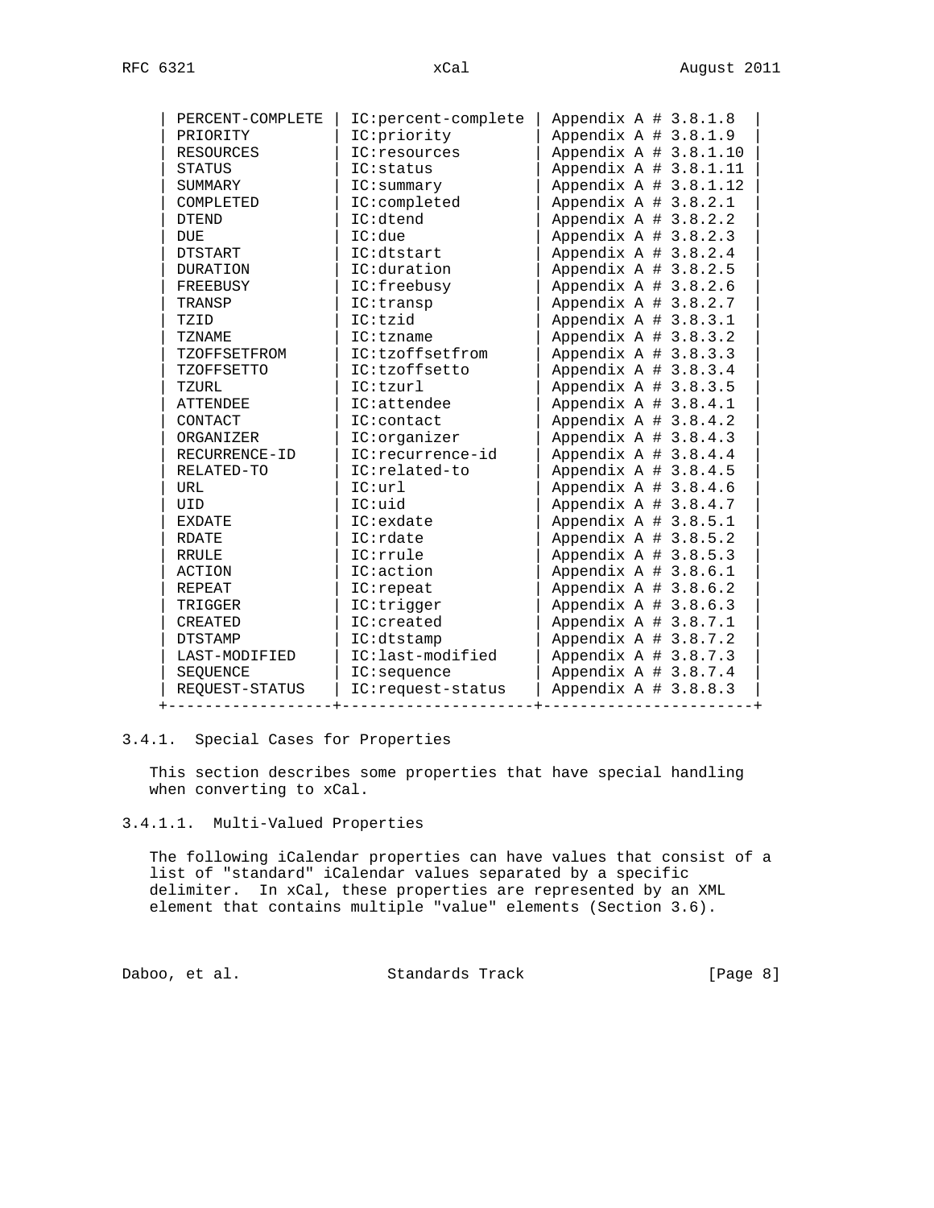| PERCENT-COMPLETE | IC:percent-complete | Appendix A # 3.8.1.8 |
|---|---|---|
| PRIORITY | IC:priority | Appendix A # 3.8.1.9 |
| RESOURCES | IC:resources | Appendix A # 3.8.1.10 |
| STATUS | IC:status | Appendix A # 3.8.1.11 |
| SUMMARY | IC:summary | Appendix A # 3.8.1.12 |
| COMPLETED | IC:completed | Appendix A # 3.8.2.1 |
| DTEND | IC:dtend | Appendix A # 3.8.2.2 |
| DUE | IC:due | Appendix A # 3.8.2.3 |
| DTSTART | IC:dtstart | Appendix A # 3.8.2.4 |
| DURATION | IC:duration | Appendix A # 3.8.2.5 |
| FREEBUSY | IC:freebusy | Appendix A # 3.8.2.6 |
| TRANSP | IC:transp | Appendix A # 3.8.2.7 |
| TZID | IC:tzid | Appendix A # 3.8.3.1 |
| TZNAME | IC:tzname | Appendix A # 3.8.3.2 |
| TZOFFSETFROM | IC:tzoffsetfrom | Appendix A # 3.8.3.3 |
| TZOFFSETTO | IC:tzoffsetto | Appendix A # 3.8.3.4 |
| TZURL | IC:tzurl | Appendix A # 3.8.3.5 |
| ATTENDEE | IC:attendee | Appendix A # 3.8.4.1 |
| CONTACT | IC:contact | Appendix A # 3.8.4.2 |
| ORGANIZER | IC:organizer | Appendix A # 3.8.4.3 |
| RECURRENCE-ID | IC:recurrence-id | Appendix A # 3.8.4.4 |
| RELATED-TO | IC:related-to | Appendix A # 3.8.4.5 |
| URL | IC:url | Appendix A # 3.8.4.6 |
| UID | IC:uid | Appendix A # 3.8.4.7 |
| EXDATE | IC:exdate | Appendix A # 3.8.5.1 |
| RDATE | IC:rdate | Appendix A # 3.8.5.2 |
| RRULE | IC:rrule | Appendix A # 3.8.5.3 |
| ACTION | IC:action | Appendix A # 3.8.6.1 |
| REPEAT | IC:repeat | Appendix A # 3.8.6.2 |
| TRIGGER | IC:trigger | Appendix A # 3.8.6.3 |
| CREATED | IC:created | Appendix A # 3.8.7.1 |
| DTSTAMP | IC:dtstamp | Appendix A # 3.8.7.2 |
| LAST-MODIFIED | IC:last-modified | Appendix A # 3.8.7.3 |
| SEQUENCE | IC:sequence | Appendix A # 3.8.7.4 |
| REQUEST-STATUS | IC:request-status | Appendix A # 3.8.8.3 |

### 3.4.1. Special Cases for Properties

This section describes some properties that have special handling when converting to xCal.

#### 3.4.1.1. Multi-Valued Properties

The following iCalendar properties can have values that consist of a list of "standard" iCalendar values separated by a specific delimiter. In xCal, these properties are represented by an XML element that contains multiple "value" elements (Section 3.6).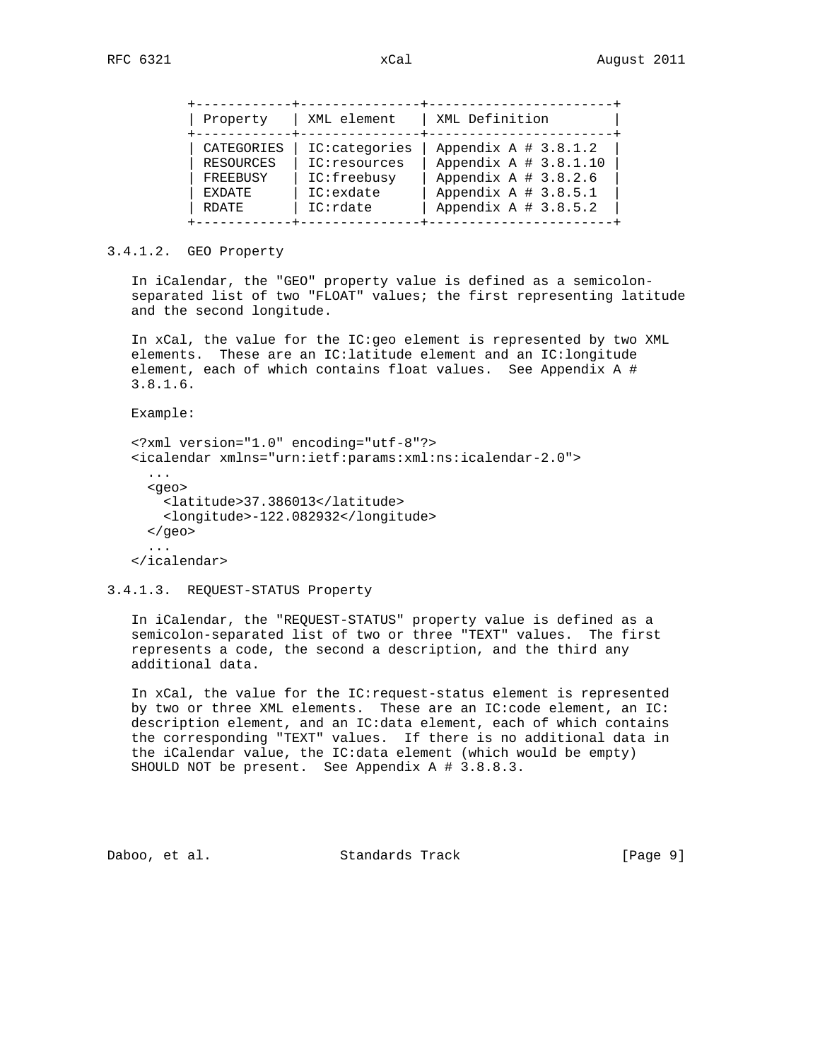| Property | XML element | XML Definition |
| --- | --- | --- |
| CATEGORIES | IC:categories | Appendix A # 3.8.1.2 |
| RESOURCES | IC:resources | Appendix A # 3.8.1.10 |
| FREEBUSY | IC:freebusy | Appendix A # 3.8.2.6 |
| EXDATE | IC:exdate | Appendix A # 3.8.5.1 |
| RDATE | IC:rdate | Appendix A # 3.8.5.2 |

#### 3.4.1.2. GEO Property

In iCalendar, the "GEO" property value is defined as a semicolon-separated list of two "FLOAT" values; the first representing latitude and the second longitude.

In xCal, the value for the IC:geo element is represented by two XML elements. These are an IC:latitude element and an IC:longitude element, each of which contains float values. See Appendix A # 3.8.1.6.

Example:

```
<?xml version="1.0" encoding="utf-8"?>
<icalendar xmlns="urn:ietf:params:xml:ns:icalendar-2.0">
  ...
  <geo>
    <latitude>37.386013</latitude>
    <longitude>-122.082932</longitude>
  </geo>
  ...
</icalendar>
```

#### 3.4.1.3. REQUEST-STATUS Property

In iCalendar, the "REQUEST-STATUS" property value is defined as a semicolon-separated list of two or three "TEXT" values. The first represents a code, the second a description, and the third any additional data.

In xCal, the value for the IC:request-status element is represented by two or three XML elements. These are an IC:code element, an IC:description element, and an IC:data element, each of which contains the corresponding "TEXT" values. If there is no additional data in the iCalendar value, the IC:data element (which would be empty) SHOULD NOT be present. See Appendix A # 3.8.8.3.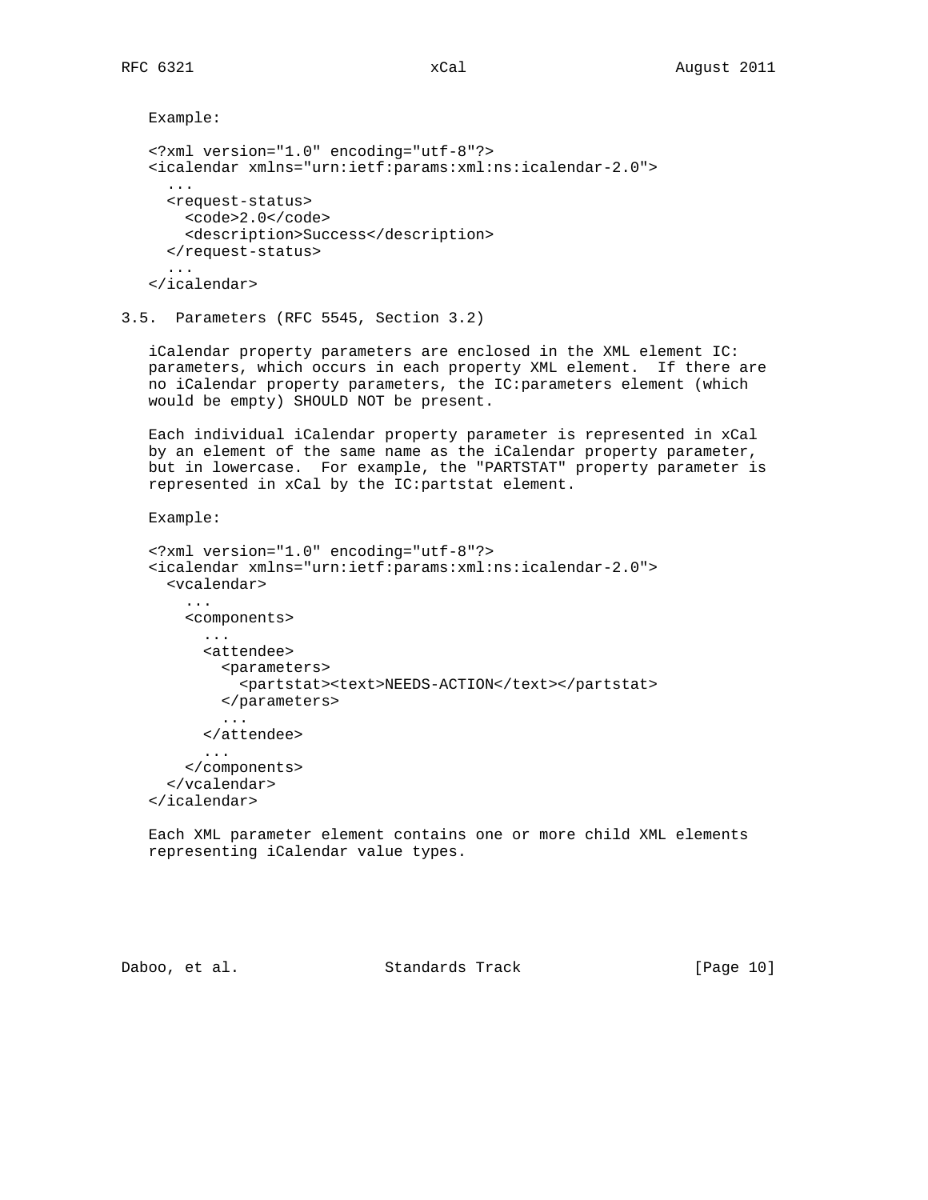Example:

```
<?xml version="1.0" encoding="utf-8"?>
<icalendar xmlns="urn:ietf:params:xml:ns:icalendar-2.0">
  ...
  <request-status>
    <code>2.0</code>
    <description>Success</description>
  </request-status>
  ...
</icalendar>
```

### 3.5. Parameters (RFC 5545, Section 3.2)

iCalendar property parameters are enclosed in the XML element IC: parameters, which occurs in each property XML element. If there are no iCalendar property parameters, the IC:parameters element (which would be empty) SHOULD NOT be present.

Each individual iCalendar property parameter is represented in xCal by an element of the same name as the iCalendar property parameter, but in lowercase. For example, the "PARTSTAT" property parameter is represented in xCal by the IC:partstat element.

Example:

```
<?xml version="1.0" encoding="utf-8"?>
<icalendar xmlns="urn:ietf:params:xml:ns:icalendar-2.0">
  <vcalendar>
    ...
    <components>
      ...
      <attendee>
        <parameters>
          <partstat><text>NEEDS-ACTION</text></partstat>
        </parameters>
        ...
      </attendee>
      ...
    </components>
  </vcalendar>
</icalendar>
```

Each XML parameter element contains one or more child XML elements representing iCalendar value types.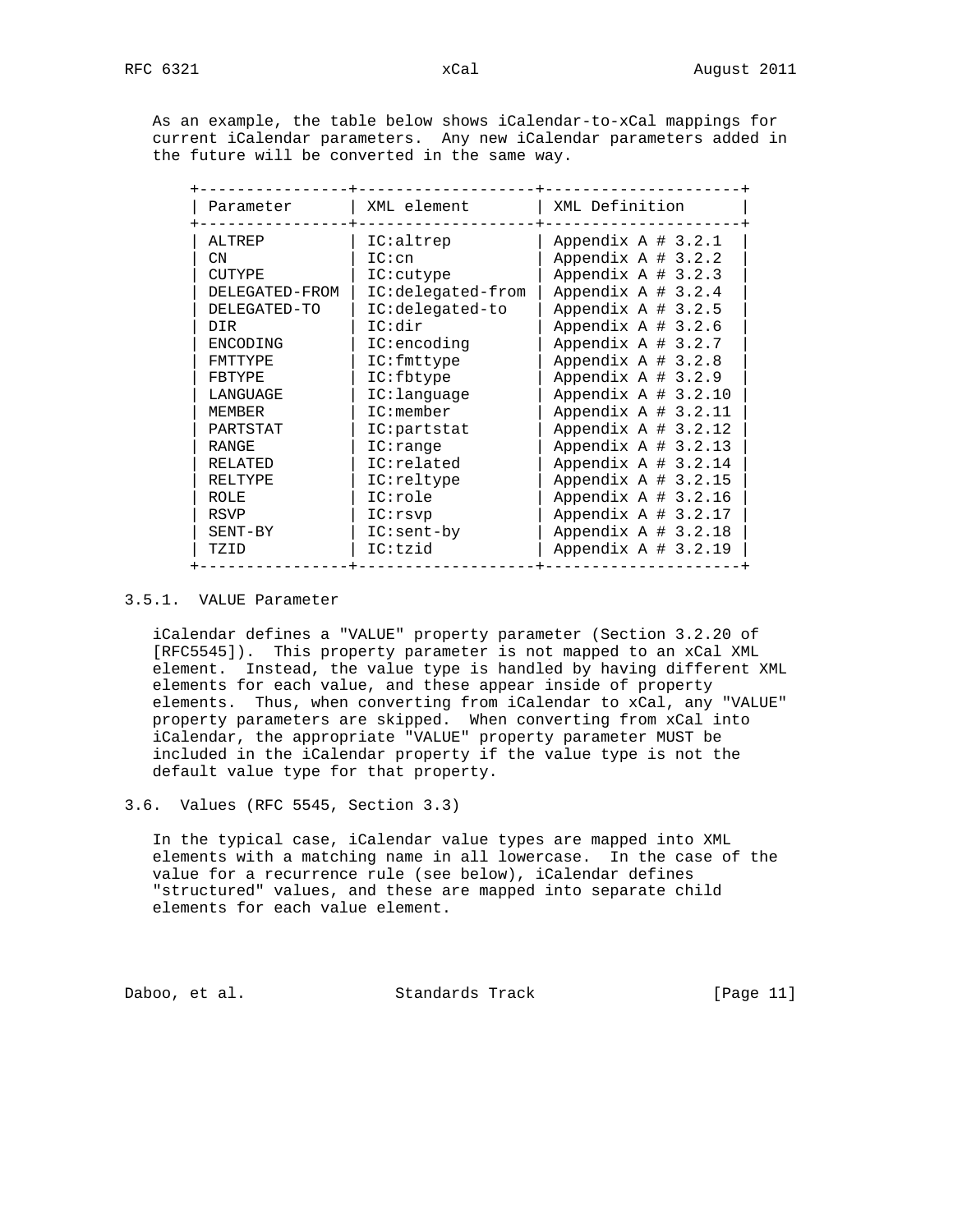As an example, the table below shows iCalendar-to-xCal mappings for current iCalendar parameters. Any new iCalendar parameters added in the future will be converted in the same way.

| Parameter | XML element | XML Definition |
|---|---|---|
| ALTREP | IC:altrep | Appendix A # 3.2.1 |
| CN | IC:cn | Appendix A # 3.2.2 |
| CUTYPE | IC:cutype | Appendix A # 3.2.3 |
| DELEGATED-FROM | IC:delegated-from | Appendix A # 3.2.4 |
| DELEGATED-TO | IC:delegated-to | Appendix A # 3.2.5 |
| DIR | IC:dir | Appendix A # 3.2.6 |
| ENCODING | IC:encoding | Appendix A # 3.2.7 |
| FMTTYPE | IC:fmttype | Appendix A # 3.2.8 |
| FBTYPE | IC:fbtype | Appendix A # 3.2.9 |
| LANGUAGE | IC:language | Appendix A # 3.2.10 |
| MEMBER | IC:member | Appendix A # 3.2.11 |
| PARTSTAT | IC:partstat | Appendix A # 3.2.12 |
| RANGE | IC:range | Appendix A # 3.2.13 |
| RELATED | IC:related | Appendix A # 3.2.14 |
| RELTYPE | IC:reltype | Appendix A # 3.2.15 |
| ROLE | IC:role | Appendix A # 3.2.16 |
| RSVP | IC:rsvp | Appendix A # 3.2.17 |
| SENT-BY | IC:sent-by | Appendix A # 3.2.18 |
| TZID | IC:tzid | Appendix A # 3.2.19 |

### 3.5.1. VALUE Parameter

iCalendar defines a "VALUE" property parameter (Section 3.2.20 of [RFC5545]). This property parameter is not mapped to an xCal XML element. Instead, the value type is handled by having different XML elements for each value, and these appear inside of property elements. Thus, when converting from iCalendar to xCal, any "VALUE" property parameters are skipped. When converting from xCal into iCalendar, the appropriate "VALUE" property parameter MUST be included in the iCalendar property if the value type is not the default value type for that property.

## 3.6. Values (RFC 5545, Section 3.3)

In the typical case, iCalendar value types are mapped into XML elements with a matching name in all lowercase. In the case of the value for a recurrence rule (see below), iCalendar defines "structured" values, and these are mapped into separate child elements for each value element.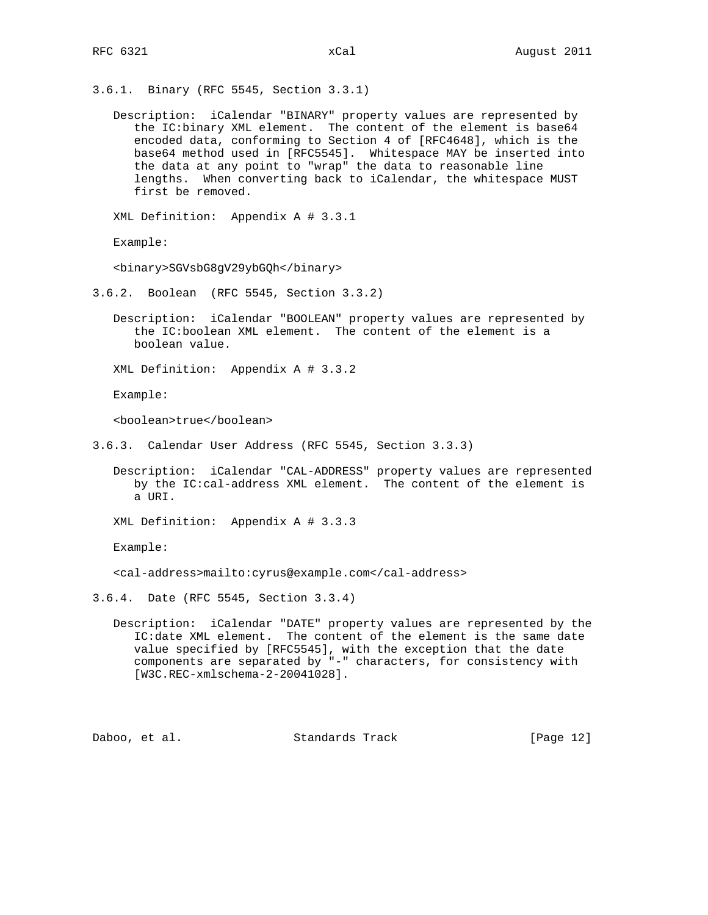### 3.6.1. Binary (RFC 5545, Section 3.3.1)

Description: iCalendar "BINARY" property values are represented by the IC:binary XML element. The content of the element is base64 encoded data, conforming to Section 4 of [RFC4648], which is the base64 method used in [RFC5545]. Whitespace MAY be inserted into the data at any point to "wrap" the data to reasonable line lengths. When converting back to iCalendar, the whitespace MUST first be removed.

XML Definition: Appendix A # 3.3.1

Example:

```
<binary>SGVsbG8gV29ybGQh</binary>
```

### 3.6.2. Boolean (RFC 5545, Section 3.3.2)

Description: iCalendar "BOOLEAN" property values are represented by the IC:boolean XML element. The content of the element is a boolean value.

XML Definition: Appendix A # 3.3.2

Example:

```
<boolean>true</boolean>
```

### 3.6.3. Calendar User Address (RFC 5545, Section 3.3.3)

Description: iCalendar "CAL-ADDRESS" property values are represented by the IC:cal-address XML element. The content of the element is a URI.

XML Definition: Appendix A # 3.3.3

Example:

```
<cal-address>mailto:cyrus@example.com</cal-address>
```

### 3.6.4. Date (RFC 5545, Section 3.3.4)

Description: iCalendar "DATE" property values are represented by the IC:date XML element. The content of the element is the same date value specified by [RFC5545], with the exception that the date components are separated by "-" characters, for consistency with [W3C.REC-xmlschema-2-20041028].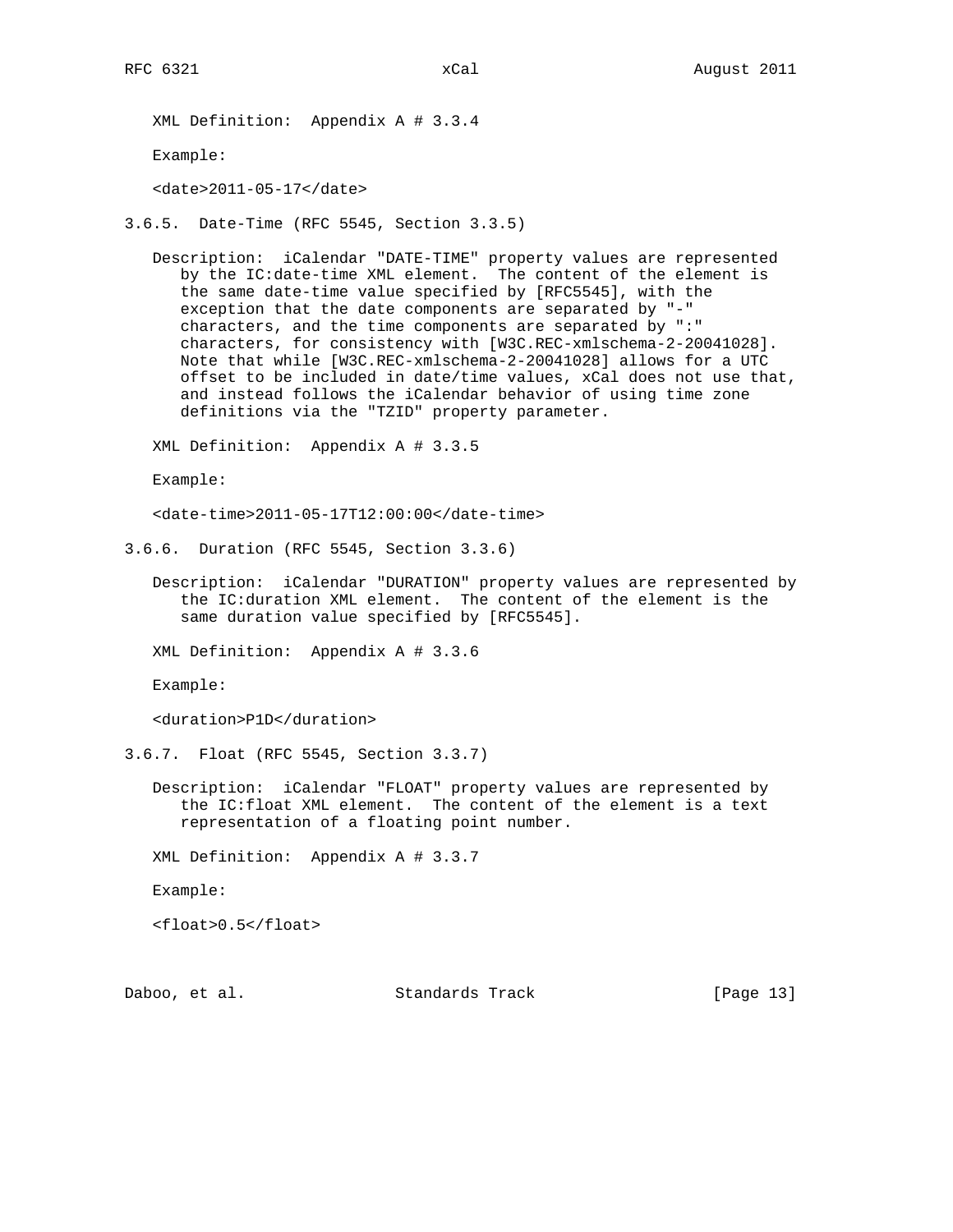XML Definition:  Appendix A # 3.3.4

Example:

```
<date>2011-05-17</date>
```

### 3.6.5. Date-Time (RFC 5545, Section 3.3.5)

Description:  iCalendar "DATE-TIME" property values are represented by the IC:date-time XML element.  The content of the element is the same date-time value specified by [RFC5545], with the exception that the date components are separated by "-" characters, and the time components are separated by ":" characters, for consistency with [W3C.REC-xmlschema-2-20041028]. Note that while [W3C.REC-xmlschema-2-20041028] allows for a UTC offset to be included in date/time values, xCal does not use that, and instead follows the iCalendar behavior of using time zone definitions via the "TZID" property parameter.

XML Definition:  Appendix A # 3.3.5

Example:

```
<date-time>2011-05-17T12:00:00</date-time>
```

### 3.6.6. Duration (RFC 5545, Section 3.3.6)

Description:  iCalendar "DURATION" property values are represented by the IC:duration XML element.  The content of the element is the same duration value specified by [RFC5545].

XML Definition:  Appendix A # 3.3.6

Example:

```
<duration>P1D</duration>
```

### 3.6.7. Float (RFC 5545, Section 3.3.7)

Description:  iCalendar "FLOAT" property values are represented by the IC:float XML element.  The content of the element is a text representation of a floating point number.

XML Definition:  Appendix A # 3.3.7

Example:

```
<float>0.5</float>
```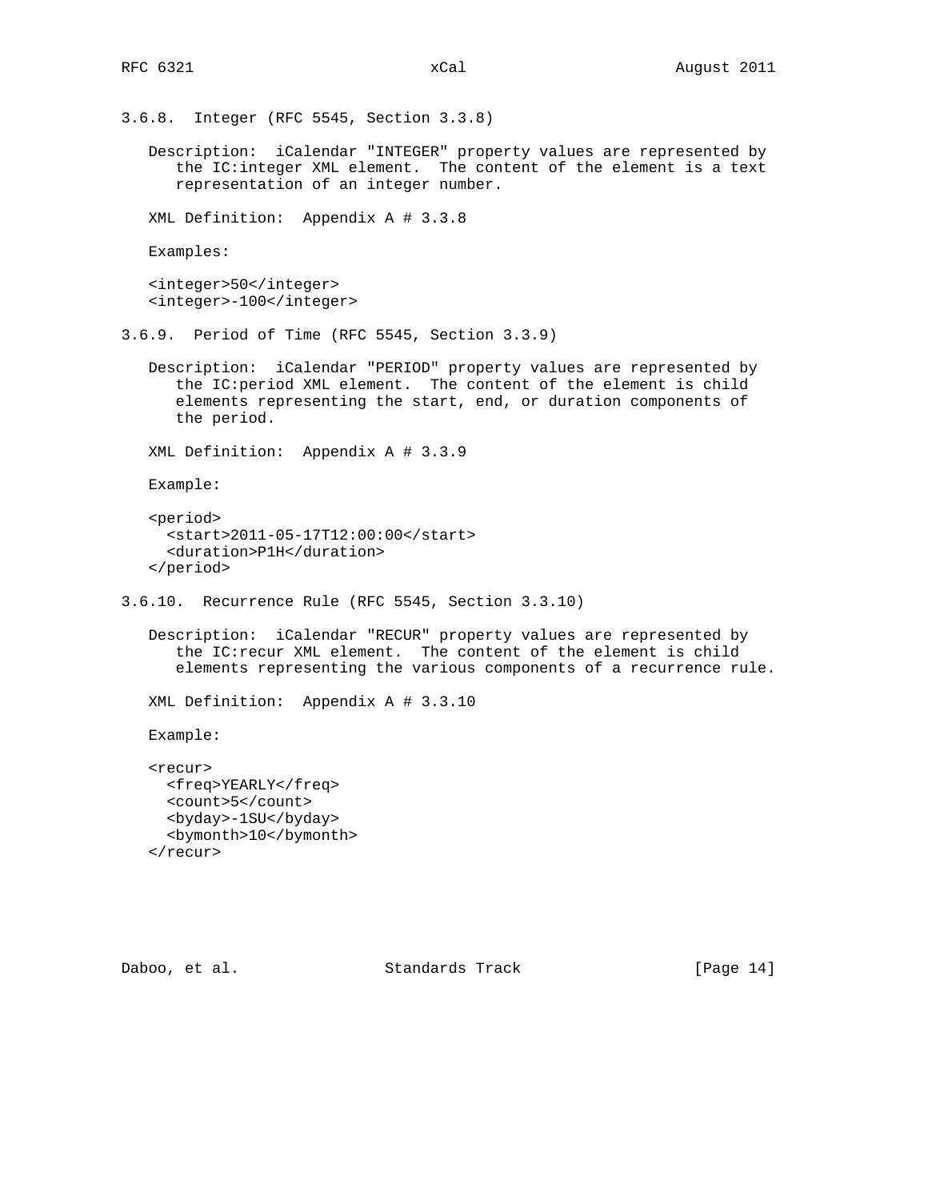### 3.6.8. Integer (RFC 5545, Section 3.3.8)

Description: iCalendar "INTEGER" property values are represented by the IC:integer XML element. The content of the element is a text representation of an integer number.

XML Definition: Appendix A # 3.3.8

Examples:

```
<integer>50</integer>
<integer>-100</integer>
```

### 3.6.9. Period of Time (RFC 5545, Section 3.3.9)

Description: iCalendar "PERIOD" property values are represented by the IC:period XML element. The content of the element is child elements representing the start, end, or duration components of the period.

XML Definition: Appendix A # 3.3.9

Example:

```
<period>
  <start>2011-05-17T12:00:00</start>
  <duration>P1H</duration>
</period>
```

### 3.6.10. Recurrence Rule (RFC 5545, Section 3.3.10)

Description: iCalendar "RECUR" property values are represented by the IC:recur XML element. The content of the element is child elements representing the various components of a recurrence rule.

XML Definition: Appendix A # 3.3.10

Example:

```
<recur>
  <freq>YEARLY</freq>
  <count>5</count>
  <byday>-1SU</byday>
  <bymonth>10</bymonth>
</recur>
```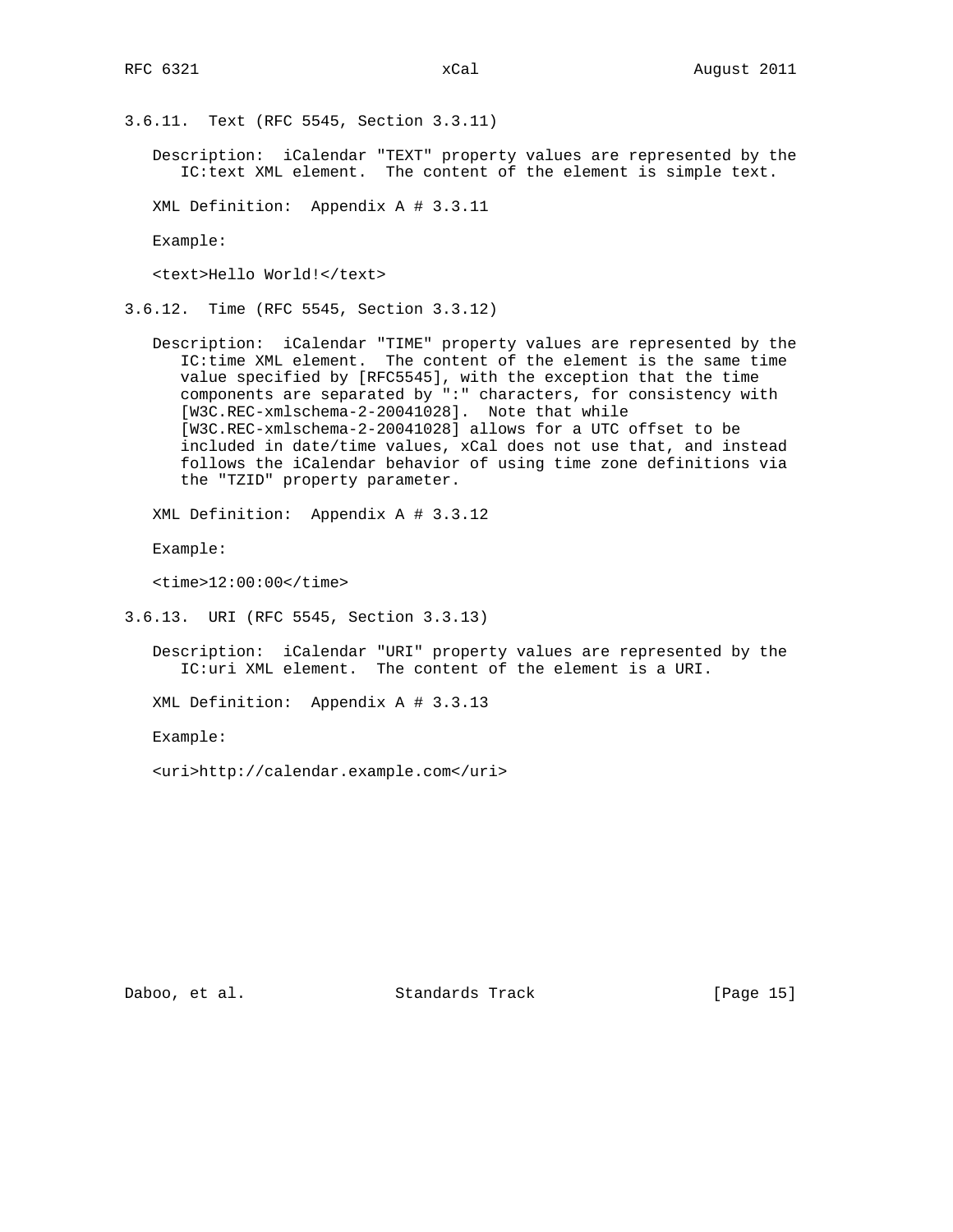### 3.6.11. Text (RFC 5545, Section 3.3.11)

Description: iCalendar "TEXT" property values are represented by the IC:text XML element. The content of the element is simple text.

XML Definition: Appendix A # 3.3.11

Example:

```
<text>Hello World!</text>
```

### 3.6.12. Time (RFC 5545, Section 3.3.12)

Description: iCalendar "TIME" property values are represented by the IC:time XML element. The content of the element is the same time value specified by [RFC5545], with the exception that the time components are separated by ":" characters, for consistency with [W3C.REC-xmlschema-2-20041028]. Note that while [W3C.REC-xmlschema-2-20041028] allows for a UTC offset to be included in date/time values, xCal does not use that, and instead follows the iCalendar behavior of using time zone definitions via the "TZID" property parameter.

XML Definition: Appendix A # 3.3.12

Example:

```
<time>12:00:00</time>
```

### 3.6.13. URI (RFC 5545, Section 3.3.13)

Description: iCalendar "URI" property values are represented by the IC:uri XML element. The content of the element is a URI.

XML Definition: Appendix A # 3.3.13

Example:

```
<uri>http://calendar.example.com</uri>
```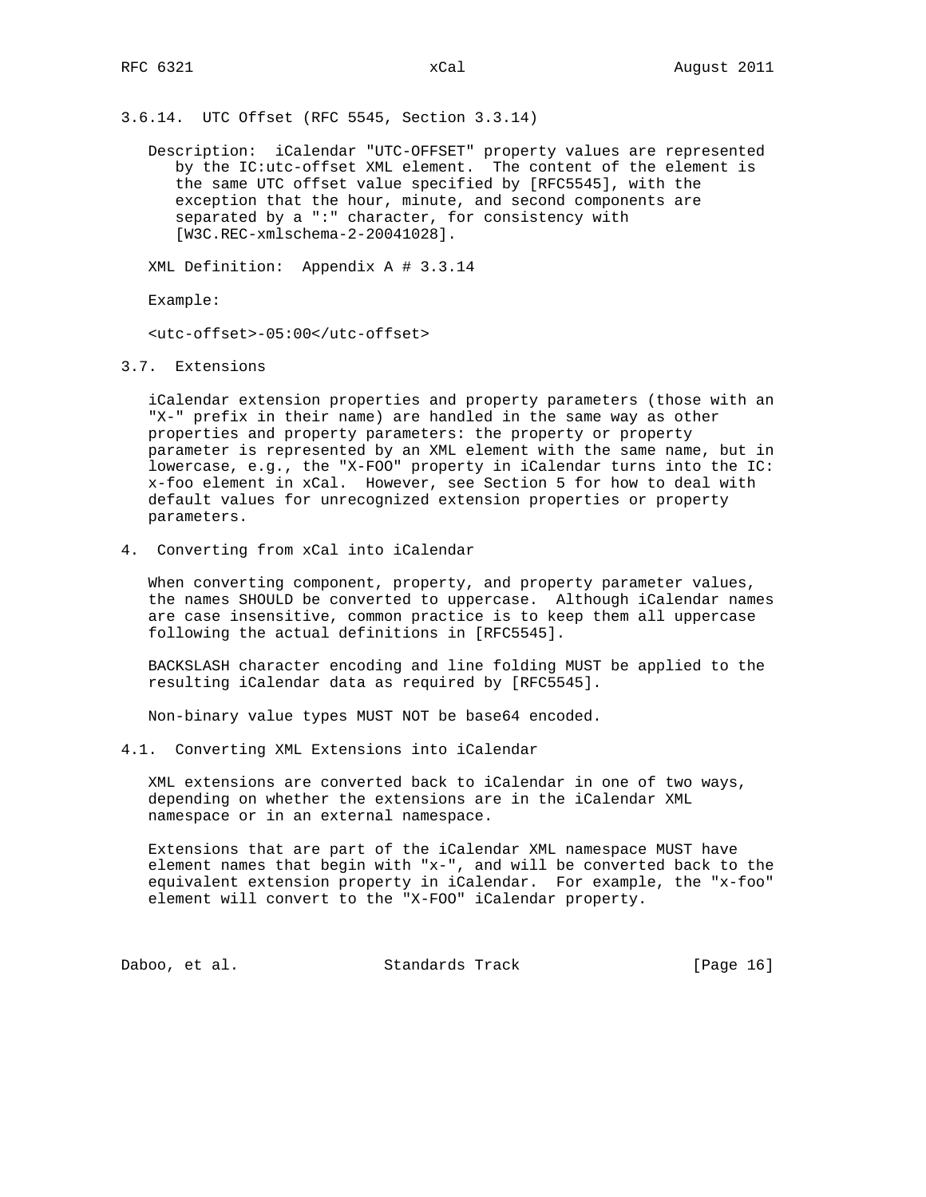### 3.6.14. UTC Offset (RFC 5545, Section 3.3.14)

Description: iCalendar "UTC-OFFSET" property values are represented by the IC:utc-offset XML element. The content of the element is the same UTC offset value specified by [RFC5545], with the exception that the hour, minute, and second components are separated by a ":" character, for consistency with [W3C.REC-xmlschema-2-20041028].

XML Definition: Appendix A # 3.3.14

Example:

```
<utc-offset>-05:00</utc-offset>
```

## 3.7. Extensions

iCalendar extension properties and property parameters (those with an "X-" prefix in their name) are handled in the same way as other properties and property parameters: the property or property parameter is represented by an XML element with the same name, but in lowercase, e.g., the "X-FOO" property in iCalendar turns into the IC:x-foo element in xCal. However, see Section 5 for how to deal with default values for unrecognized extension properties or property parameters.

# 4. Converting from xCal into iCalendar

When converting component, property, and property parameter values, the names SHOULD be converted to uppercase. Although iCalendar names are case insensitive, common practice is to keep them all uppercase following the actual definitions in [RFC5545].

BACKSLASH character encoding and line folding MUST be applied to the resulting iCalendar data as required by [RFC5545].

Non-binary value types MUST NOT be base64 encoded.

## 4.1. Converting XML Extensions into iCalendar

XML extensions are converted back to iCalendar in one of two ways, depending on whether the extensions are in the iCalendar XML namespace or in an external namespace.

Extensions that are part of the iCalendar XML namespace MUST have element names that begin with "x-", and will be converted back to the equivalent extension property in iCalendar. For example, the "x-foo" element will convert to the "X-FOO" iCalendar property.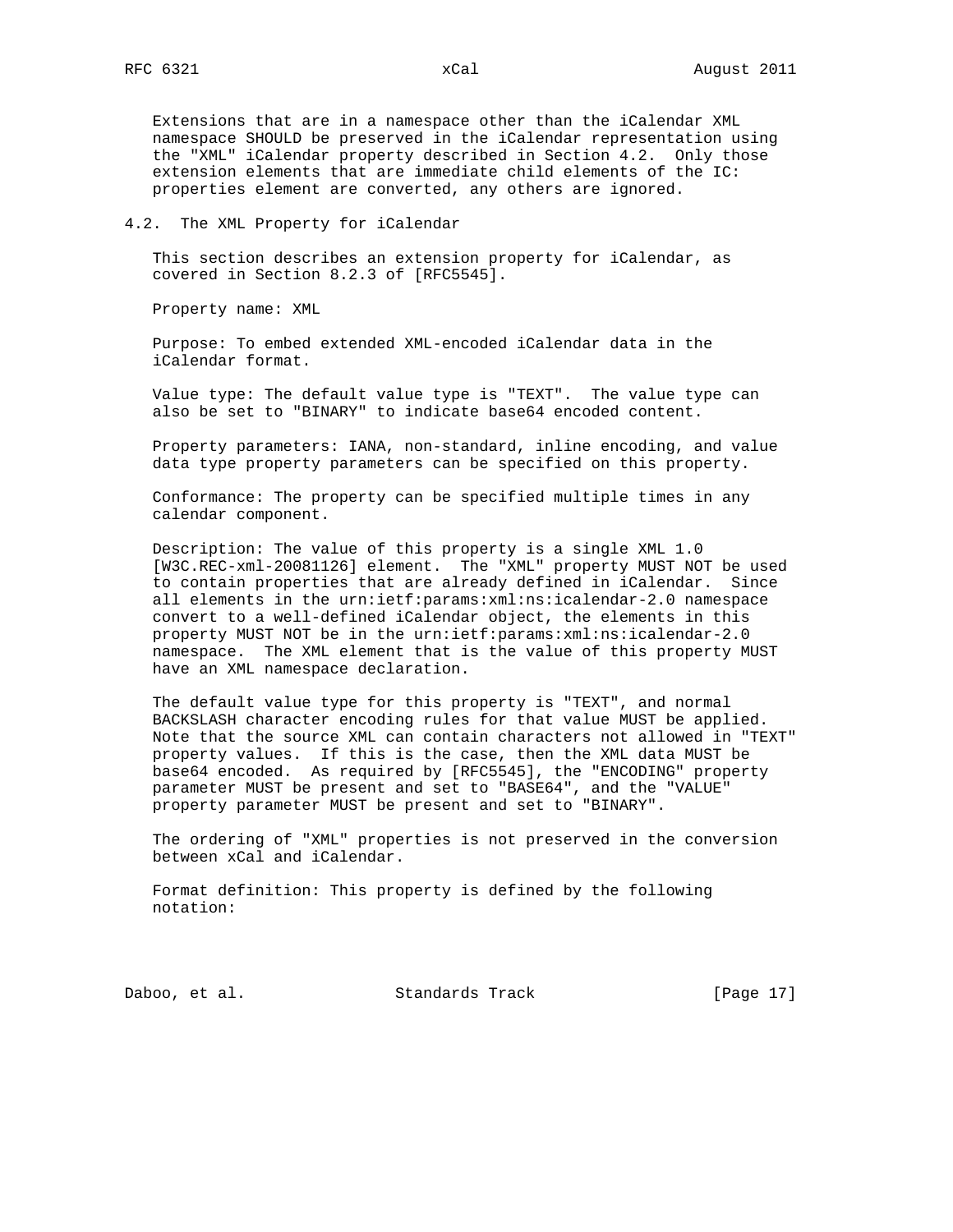Extensions that are in a namespace other than the iCalendar XML namespace SHOULD be preserved in the iCalendar representation using the "XML" iCalendar property described in Section 4.2. Only those extension elements that are immediate child elements of the IC:properties element are converted, any others are ignored.

## 4.2. The XML Property for iCalendar

This section describes an extension property for iCalendar, as covered in Section 8.2.3 of [RFC5545].

Property name: XML

Purpose: To embed extended XML-encoded iCalendar data in the iCalendar format.

Value type: The default value type is "TEXT". The value type can also be set to "BINARY" to indicate base64 encoded content.

Property parameters: IANA, non-standard, inline encoding, and value data type property parameters can be specified on this property.

Conformance: The property can be specified multiple times in any calendar component.

Description: The value of this property is a single XML 1.0 [W3C.REC-xml-20081126] element. The "XML" property MUST NOT be used to contain properties that are already defined in iCalendar. Since all elements in the urn:ietf:params:xml:ns:icalendar-2.0 namespace convert to a well-defined iCalendar object, the elements in this property MUST NOT be in the urn:ietf:params:xml:ns:icalendar-2.0 namespace. The XML element that is the value of this property MUST have an XML namespace declaration.

The default value type for this property is "TEXT", and normal BACKSLASH character encoding rules for that value MUST be applied. Note that the source XML can contain characters not allowed in "TEXT" property values. If this is the case, then the XML data MUST be base64 encoded. As required by [RFC5545], the "ENCODING" property parameter MUST be present and set to "BASE64", and the "VALUE" property parameter MUST be present and set to "BINARY".

The ordering of "XML" properties is not preserved in the conversion between xCal and iCalendar.

Format definition: This property is defined by the following notation: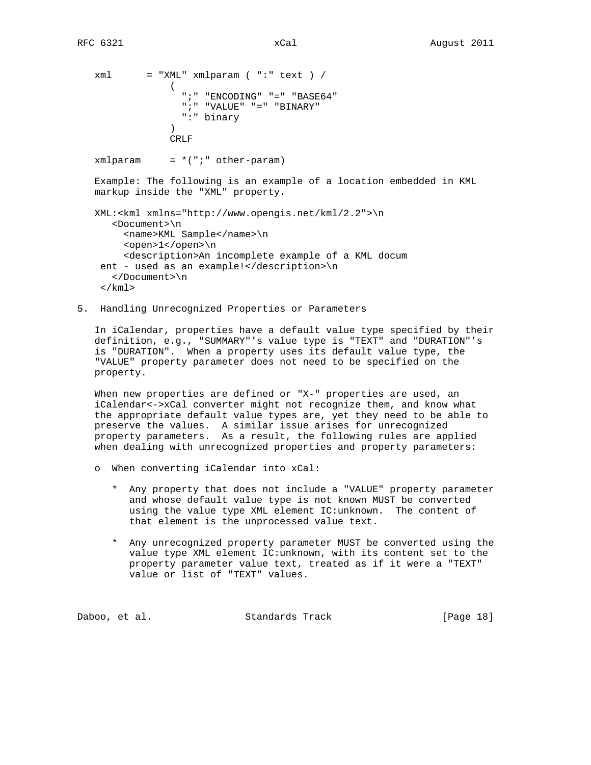```
xml      = "XML" xmlparam ( ":" text ) /
             (
               ";" "ENCODING" "=" "BASE64"
               ";" "VALUE" "=" "BINARY"
               ":" binary
             )
             CRLF

xmlparam     = *(";" other-param)
```

Example: The following is an example of a location embedded in KML markup inside the "XML" property.

```
XML:<kml xmlns="http://www.opengis.net/kml/2.2">\n
   <Document>\n
     <name>KML Sample</name>\n
     <open>1</open>\n
     <description>An incomplete example of a KML docum
 ent - used as an example!</description>\n
   </Document>\n
 </kml>
```

## 5. Handling Unrecognized Properties or Parameters

In iCalendar, properties have a default value type specified by their definition, e.g., "SUMMARY"’s value type is "TEXT" and "DURATION"’s is "DURATION". When a property uses its default value type, the "VALUE" property parameter does not need to be specified on the property.

When new properties are defined or "X-" properties are used, an iCalendar<->xCal converter might not recognize them, and know what the appropriate default value types are, yet they need to be able to preserve the values. A similar issue arises for unrecognized property parameters. As a result, the following rules are applied when dealing with unrecognized properties and property parameters:

- When converting iCalendar into xCal:

  * Any property that does not include a "VALUE" property parameter and whose default value type is not known MUST be converted using the value type XML element IC:unknown. The content of that element is the unprocessed value text.

  * Any unrecognized property parameter MUST be converted using the value type XML element IC:unknown, with its content set to the property parameter value text, treated as if it were a "TEXT" value or list of "TEXT" values.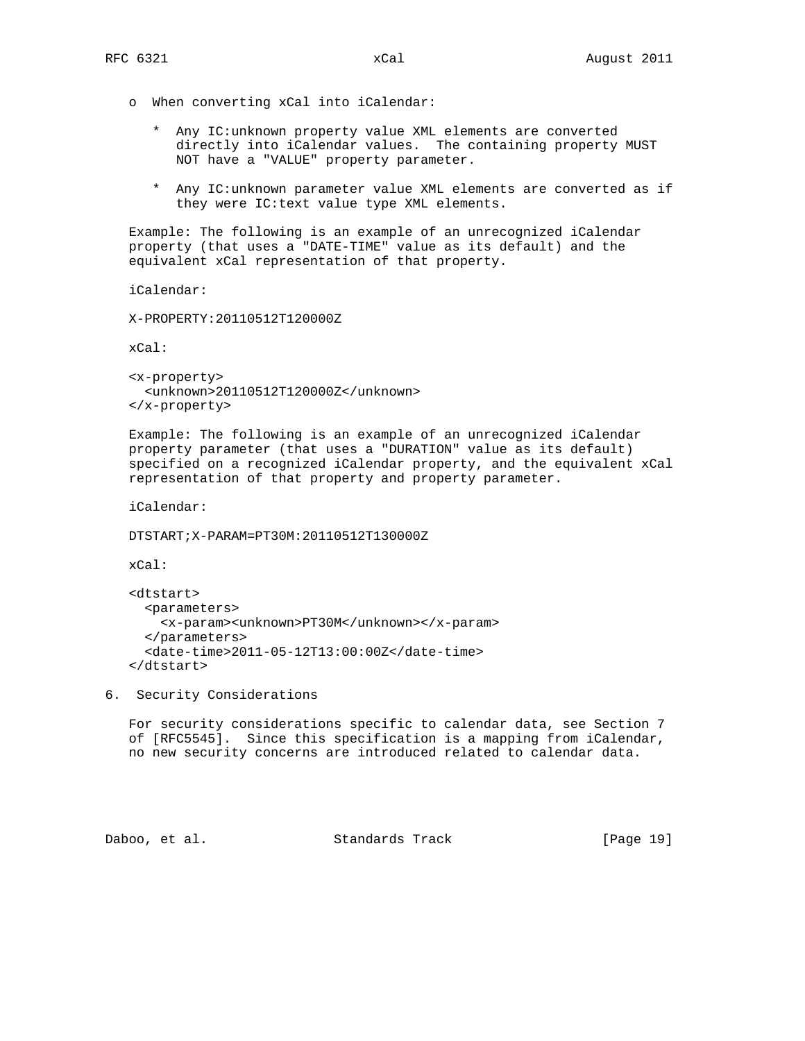- When converting xCal into iCalendar:

  * Any IC:unknown property value XML elements are converted directly into iCalendar values. The containing property MUST NOT have a "VALUE" property parameter.

  * Any IC:unknown parameter value XML elements are converted as if they were IC:text value type XML elements.

Example: The following is an example of an unrecognized iCalendar property (that uses a "DATE-TIME" value as its default) and the equivalent xCal representation of that property.

iCalendar:

```
X-PROPERTY:20110512T120000Z
```

xCal:

```
<x-property>
  <unknown>20110512T120000Z</unknown>
</x-property>
```

Example: The following is an example of an unrecognized iCalendar property parameter (that uses a "DURATION" value as its default) specified on a recognized iCalendar property, and the equivalent xCal representation of that property and property parameter.

iCalendar:

```
DTSTART;X-PARAM=PT30M:20110512T130000Z
```

xCal:

```
<dtstart>
  <parameters>
    <x-param><unknown>PT30M</unknown></x-param>
  </parameters>
  <date-time>2011-05-12T13:00:00Z</date-time>
</dtstart>
```

## 6. Security Considerations

For security considerations specific to calendar data, see Section 7 of [RFC5545]. Since this specification is a mapping from iCalendar, no new security concerns are introduced related to calendar data.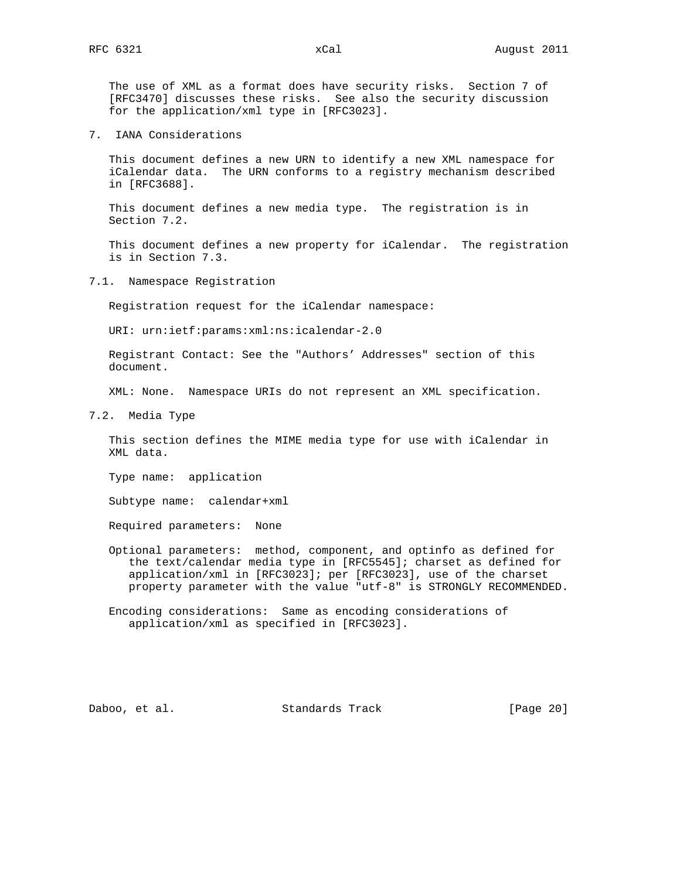The use of XML as a format does have security risks. Section 7 of [RFC3470] discusses these risks. See also the security discussion for the application/xml type in [RFC3023].

## 7. IANA Considerations

This document defines a new URN to identify a new XML namespace for iCalendar data. The URN conforms to a registry mechanism described in [RFC3688].

This document defines a new media type. The registration is in Section 7.2.

This document defines a new property for iCalendar. The registration is in Section 7.3.

### 7.1. Namespace Registration

Registration request for the iCalendar namespace:

URI: urn:ietf:params:xml:ns:icalendar-2.0

Registrant Contact: See the "Authors’ Addresses" section of this document.

XML: None. Namespace URIs do not represent an XML specification.

### 7.2. Media Type

This section defines the MIME media type for use with iCalendar in XML data.

Type name: application

Subtype name: calendar+xml

Required parameters: None

Optional parameters: method, component, and optinfo as defined for the text/calendar media type in [RFC5545]; charset as defined for application/xml in [RFC3023]; per [RFC3023], use of the charset property parameter with the value "utf-8" is STRONGLY RECOMMENDED.

Encoding considerations: Same as encoding considerations of application/xml as specified in [RFC3023].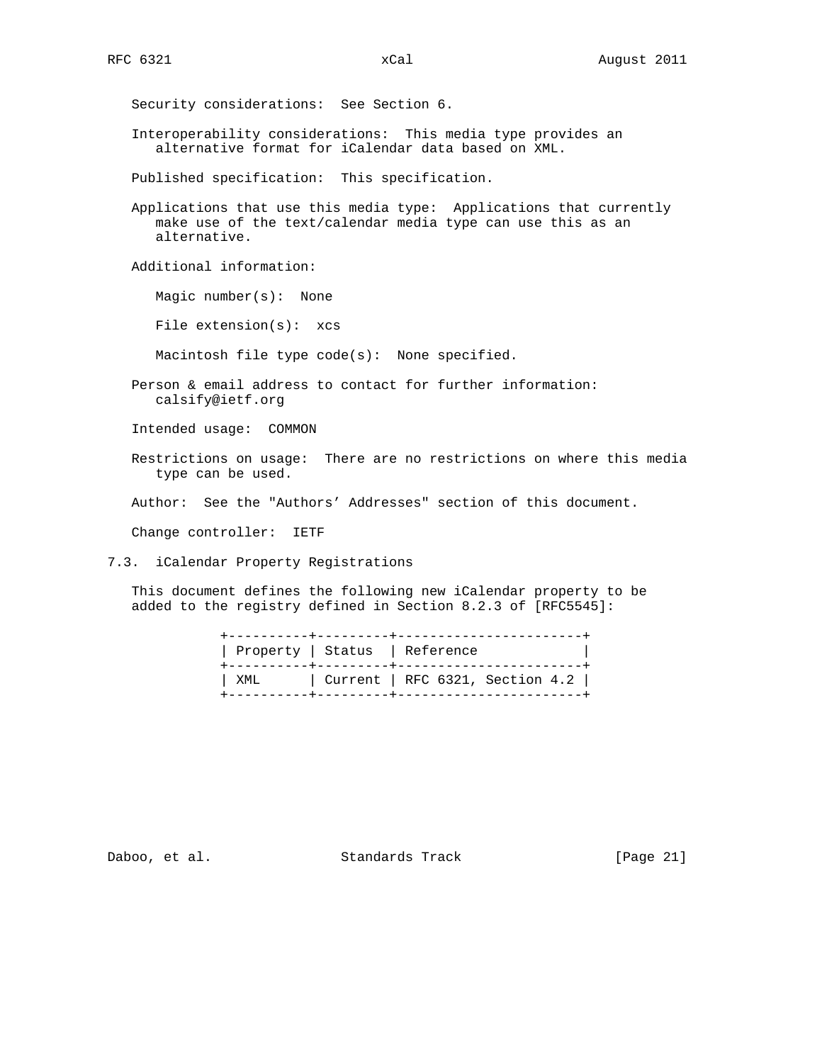Security considerations: See Section 6.

Interoperability considerations: This media type provides an alternative format for iCalendar data based on XML.

Published specification: This specification.

Applications that use this media type: Applications that currently make use of the text/calendar media type can use this as an alternative.

Additional information:

Magic number(s): None

File extension(s): xcs

Macintosh file type code(s): None specified.

Person & email address to contact for further information: calsify@ietf.org

Intended usage: COMMON

Restrictions on usage: There are no restrictions on where this media type can be used.

Author: See the "Authors' Addresses" section of this document.

Change controller: IETF

### 7.3. iCalendar Property Registrations

This document defines the following new iCalendar property to be added to the registry defined in Section 8.2.3 of [RFC5545]:

| Property | Status | Reference |
|---|---|---|
| XML | Current | RFC 6321, Section 4.2 |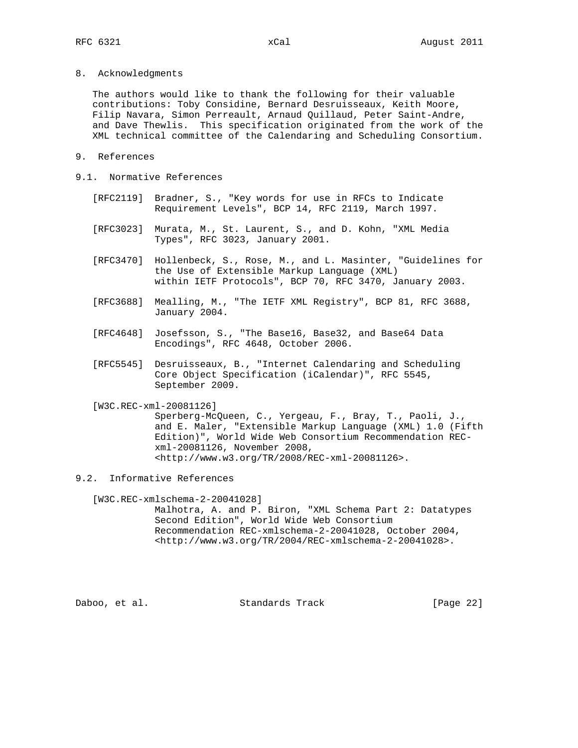## 8. Acknowledgments

The authors would like to thank the following for their valuable contributions: Toby Considine, Bernard Desruisseaux, Keith Moore, Filip Navara, Simon Perreault, Arnaud Quillaud, Peter Saint-Andre, and Dave Thewlis. This specification originated from the work of the XML technical committee of the Calendaring and Scheduling Consortium.

## 9. References

### 9.1. Normative References

[RFC2119] Bradner, S., "Key words for use in RFCs to Indicate Requirement Levels", BCP 14, RFC 2119, March 1997.

[RFC3023] Murata, M., St. Laurent, S., and D. Kohn, "XML Media Types", RFC 3023, January 2001.

[RFC3470] Hollenbeck, S., Rose, M., and L. Masinter, "Guidelines for the Use of Extensible Markup Language (XML) within IETF Protocols", BCP 70, RFC 3470, January 2003.

[RFC3688] Mealling, M., "The IETF XML Registry", BCP 81, RFC 3688, January 2004.

[RFC4648] Josefsson, S., "The Base16, Base32, and Base64 Data Encodings", RFC 4648, October 2006.

[RFC5545] Desruisseaux, B., "Internet Calendaring and Scheduling Core Object Specification (iCalendar)", RFC 5545, September 2009.

[W3C.REC-xml-20081126] Sperberg-McQueen, C., Yergeau, F., Bray, T., Paoli, J., and E. Maler, "Extensible Markup Language (XML) 1.0 (Fifth Edition)", World Wide Web Consortium Recommendation REC-xml-20081126, November 2008, <http://www.w3.org/TR/2008/REC-xml-20081126>.

### 9.2. Informative References

[W3C.REC-xmlschema-2-20041028] Malhotra, A. and P. Biron, "XML Schema Part 2: Datatypes Second Edition", World Wide Web Consortium Recommendation REC-xmlschema-2-20041028, October 2004, <http://www.w3.org/TR/2004/REC-xmlschema-2-20041028>.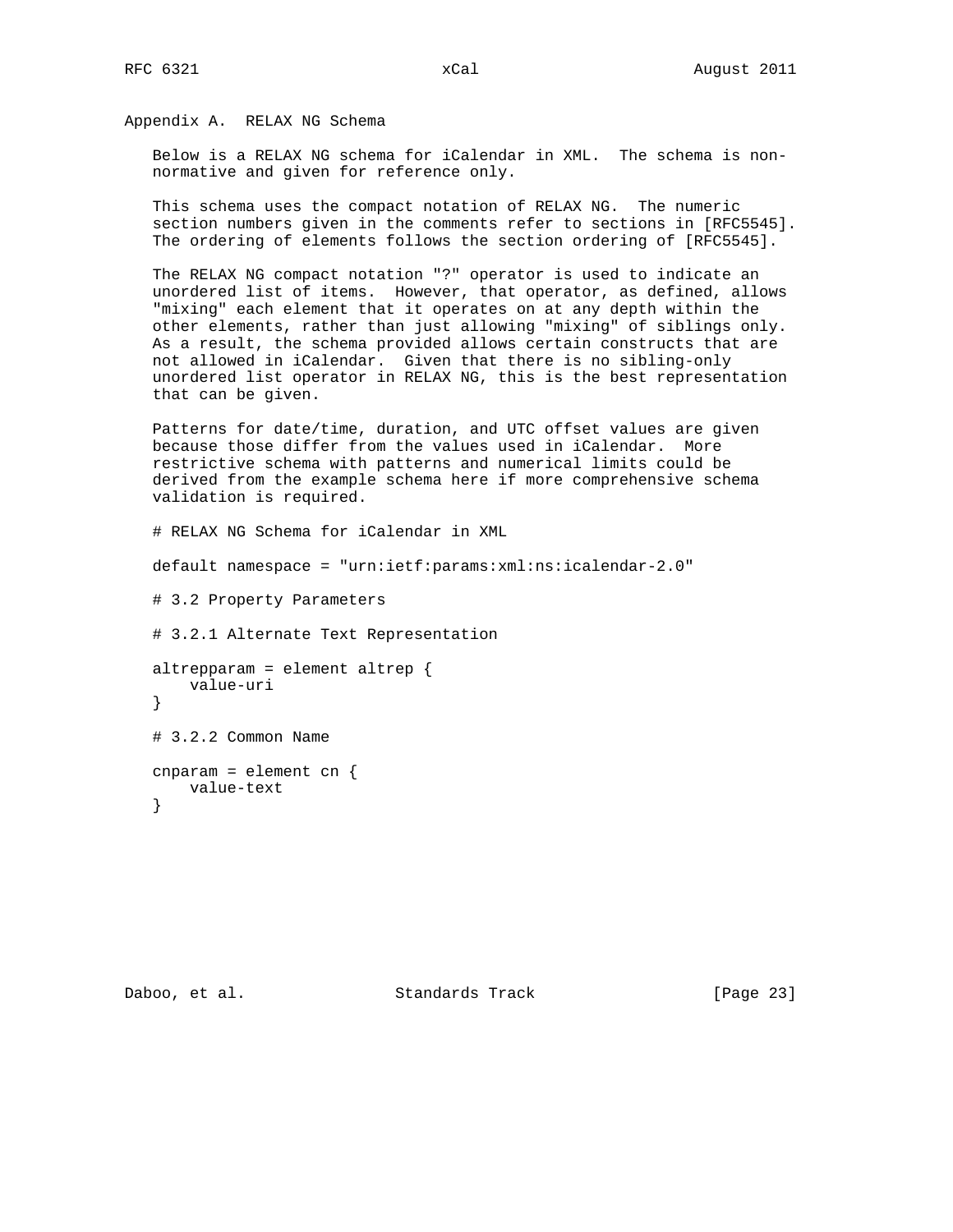## Appendix A. RELAX NG Schema

Below is a RELAX NG schema for iCalendar in XML. The schema is non-normative and given for reference only.

This schema uses the compact notation of RELAX NG. The numeric section numbers given in the comments refer to sections in [RFC5545]. The ordering of elements follows the section ordering of [RFC5545].

The RELAX NG compact notation "?" operator is used to indicate an unordered list of items. However, that operator, as defined, allows "mixing" each element that it operates on at any depth within the other elements, rather than just allowing "mixing" of siblings only. As a result, the schema provided allows certain constructs that are not allowed in iCalendar. Given that there is no sibling-only unordered list operator in RELAX NG, this is the best representation that can be given.

Patterns for date/time, duration, and UTC offset values are given because those differ from the values used in iCalendar. More restrictive schema with patterns and numerical limits could be derived from the example schema here if more comprehensive schema validation is required.

```
# RELAX NG Schema for iCalendar in XML

default namespace = "urn:ietf:params:xml:ns:icalendar-2.0"

# 3.2 Property Parameters

# 3.2.1 Alternate Text Representation

altrepparam = element altrep {
    value-uri
}

# 3.2.2 Common Name

cnparam = element cn {
    value-text
}
```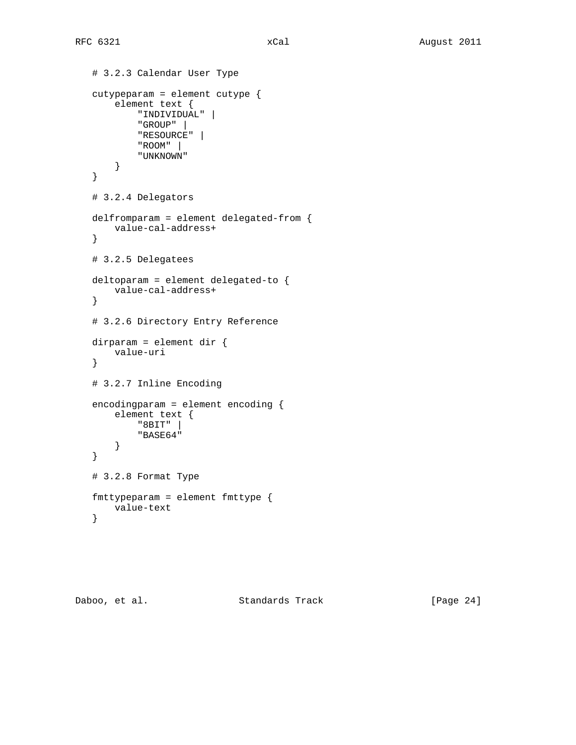```
# 3.2.3 Calendar User Type

cutypeparam = element cutype {
    element text {
        "INDIVIDUAL" |
        "GROUP" |
        "RESOURCE" |
        "ROOM" |
        "UNKNOWN"
    }
}

# 3.2.4 Delegators

delfromparam = element delegated-from {
    value-cal-address+
}

# 3.2.5 Delegatees

deltoparam = element delegated-to {
    value-cal-address+
}

# 3.2.6 Directory Entry Reference

dirparam = element dir {
    value-uri
}

# 3.2.7 Inline Encoding

encodingparam = element encoding {
    element text {
        "8BIT" |
        "BASE64"
    }
}

# 3.2.8 Format Type

fmttypeparam = element fmttype {
    value-text
}
```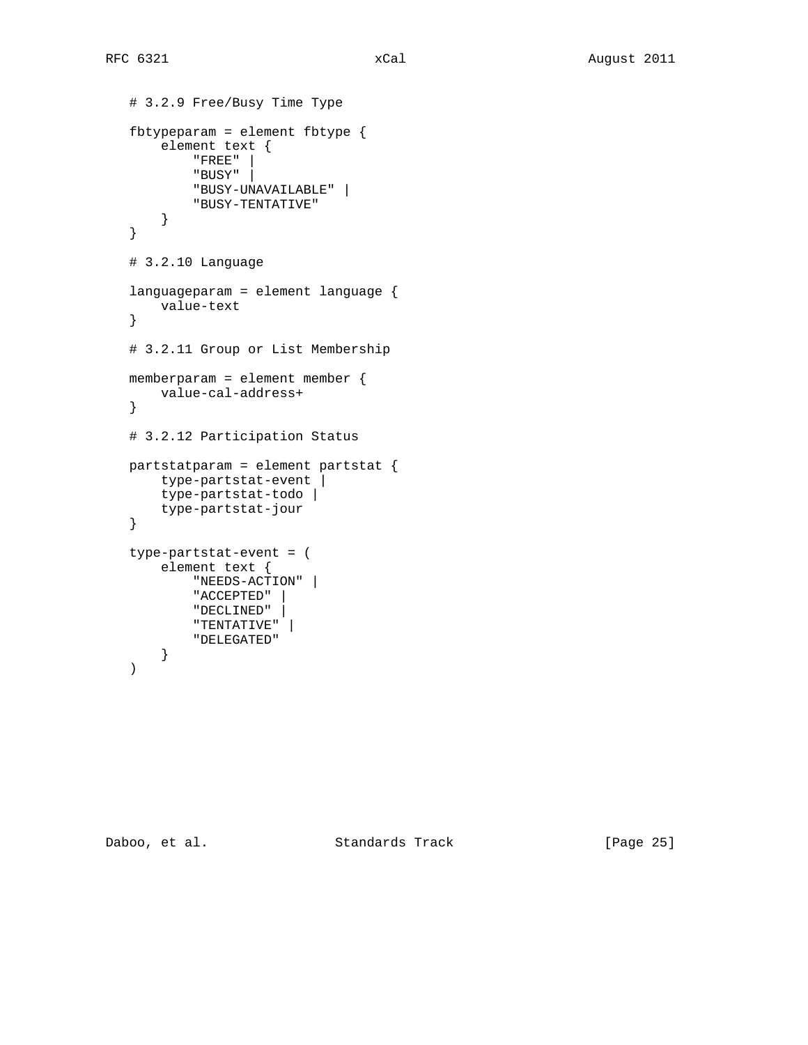```
# 3.2.9 Free/Busy Time Type

fbtypeparam = element fbtype {
    element text {
        "FREE" |
        "BUSY" |
        "BUSY-UNAVAILABLE" |
        "BUSY-TENTATIVE"
    }
}

# 3.2.10 Language

languageparam = element language {
    value-text
}

# 3.2.11 Group or List Membership

memberparam = element member {
    value-cal-address+
}

# 3.2.12 Participation Status

partstatparam = element partstat {
    type-partstat-event |
    type-partstat-todo |
    type-partstat-jour
}

type-partstat-event = (
    element text {
        "NEEDS-ACTION" |
        "ACCEPTED" |
        "DECLINED" |
        "TENTATIVE" |
        "DELEGATED"
    }
)
```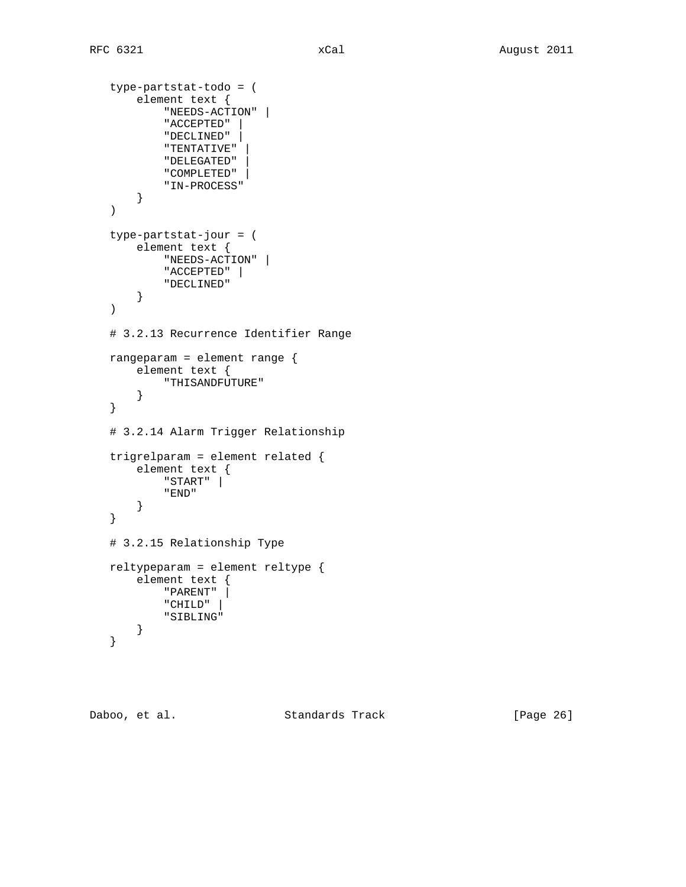```
   type-partstat-todo = (
       element text {
           "NEEDS-ACTION" |
           "ACCEPTED" |
           "DECLINED" |
           "TENTATIVE" |
           "DELEGATED" |
           "COMPLETED" |
           "IN-PROCESS"
       }
   )

   type-partstat-jour = (
       element text {
           "NEEDS-ACTION" |
           "ACCEPTED" |
           "DECLINED"
       }
   )

   # 3.2.13 Recurrence Identifier Range

   rangeparam = element range {
       element text {
           "THISANDFUTURE"
       }
   }

   # 3.2.14 Alarm Trigger Relationship

   trigrelparam = element related {
       element text {
           "START" |
           "END"
       }
   }

   # 3.2.15 Relationship Type

   reltypeparam = element reltype {
       element text {
           "PARENT" |
           "CHILD" |
           "SIBLING"
       }
   }
```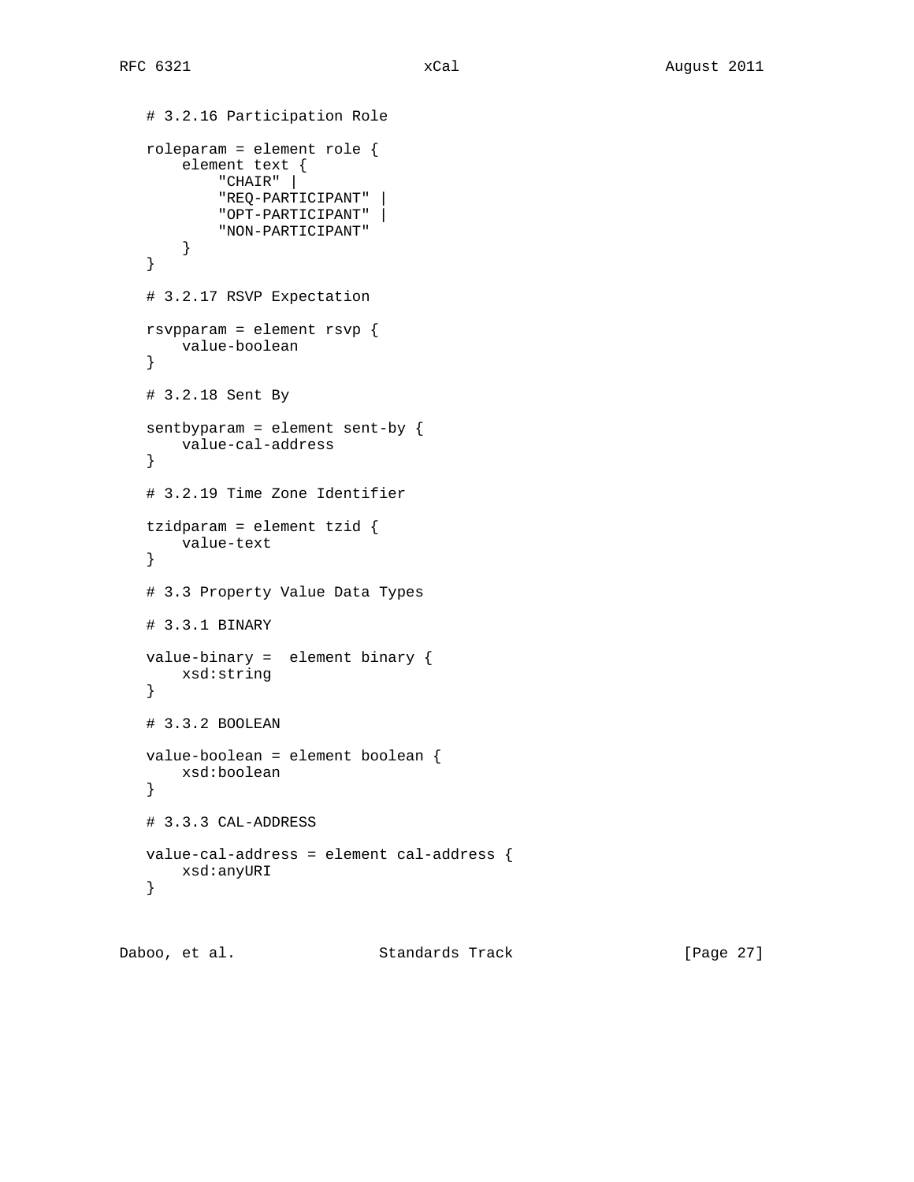```
# 3.2.16 Participation Role

roleparam = element role {
    element text {
        "CHAIR" |
        "REQ-PARTICIPANT" |
        "OPT-PARTICIPANT" |
        "NON-PARTICIPANT"
    }
}

# 3.2.17 RSVP Expectation

rsvpparam = element rsvp {
    value-boolean
}

# 3.2.18 Sent By

sentbyparam = element sent-by {
    value-cal-address
}

# 3.2.19 Time Zone Identifier

tzidparam = element tzid {
    value-text
}

# 3.3 Property Value Data Types

# 3.3.1 BINARY

value-binary =  element binary {
    xsd:string
}

# 3.3.2 BOOLEAN

value-boolean = element boolean {
    xsd:boolean
}

# 3.3.3 CAL-ADDRESS

value-cal-address = element cal-address {
    xsd:anyURI
}
```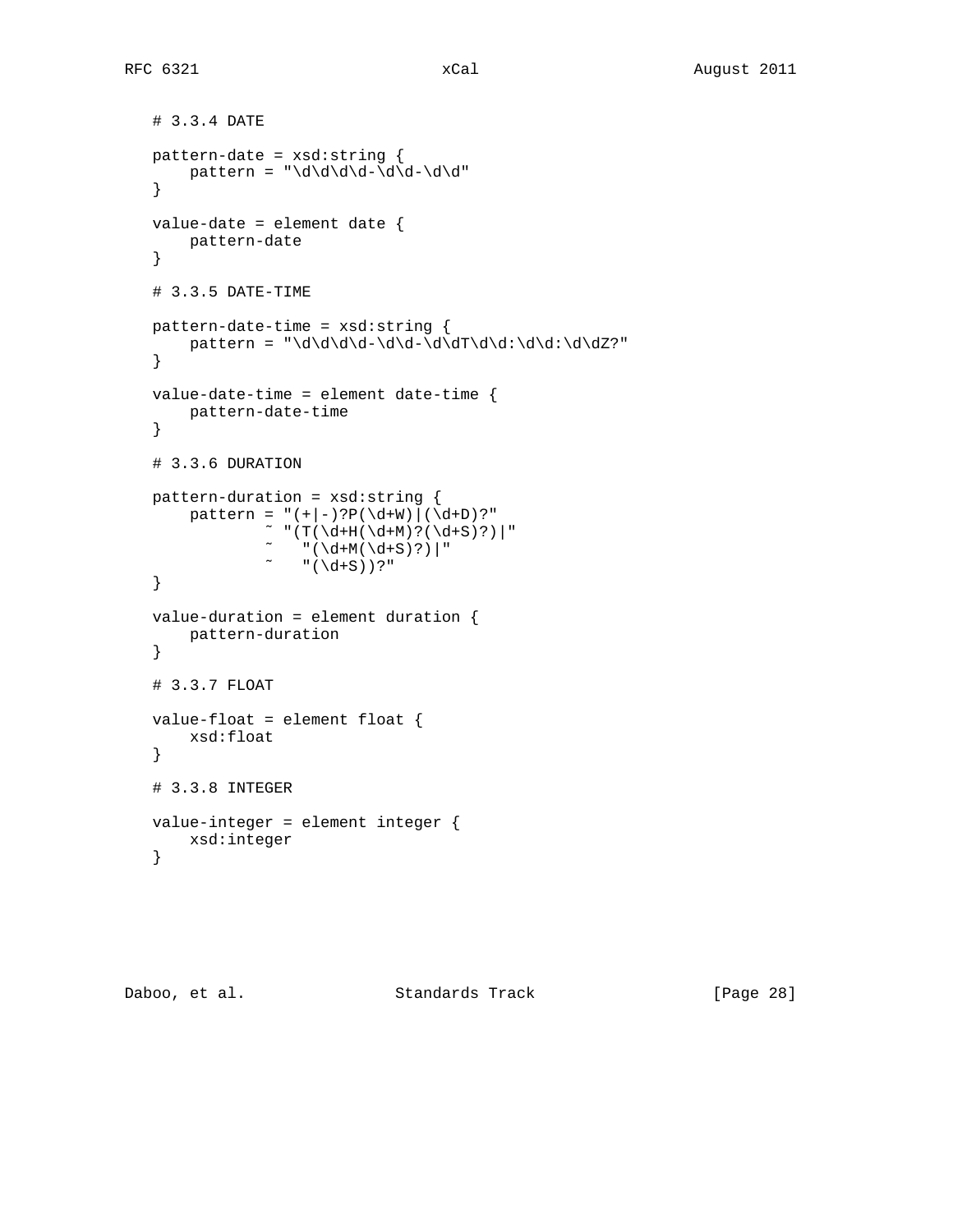```
# 3.3.4 DATE

pattern-date = xsd:string {
    pattern = "\d\d\d\d-\d\d-\d\d"
}

value-date = element date {
    pattern-date
}

# 3.3.5 DATE-TIME

pattern-date-time = xsd:string {
    pattern = "\d\d\d\d-\d\d-\d\dT\d\d:\d\d:\d\dZ?"
}

value-date-time = element date-time {
    pattern-date-time
}

# 3.3.6 DURATION

pattern-duration = xsd:string {
    pattern = "(+|-)?P(\d+W)|(\d+D)?"
            ~ "(T(\d+H(\d+M)?(\d+S)?)|"
            ~   "(\d+M(\d+S)?)|"
            ~   "(\d+S))?"
}

value-duration = element duration {
    pattern-duration
}

# 3.3.7 FLOAT

value-float = element float {
    xsd:float
}

# 3.3.8 INTEGER

value-integer = element integer {
    xsd:integer
}
```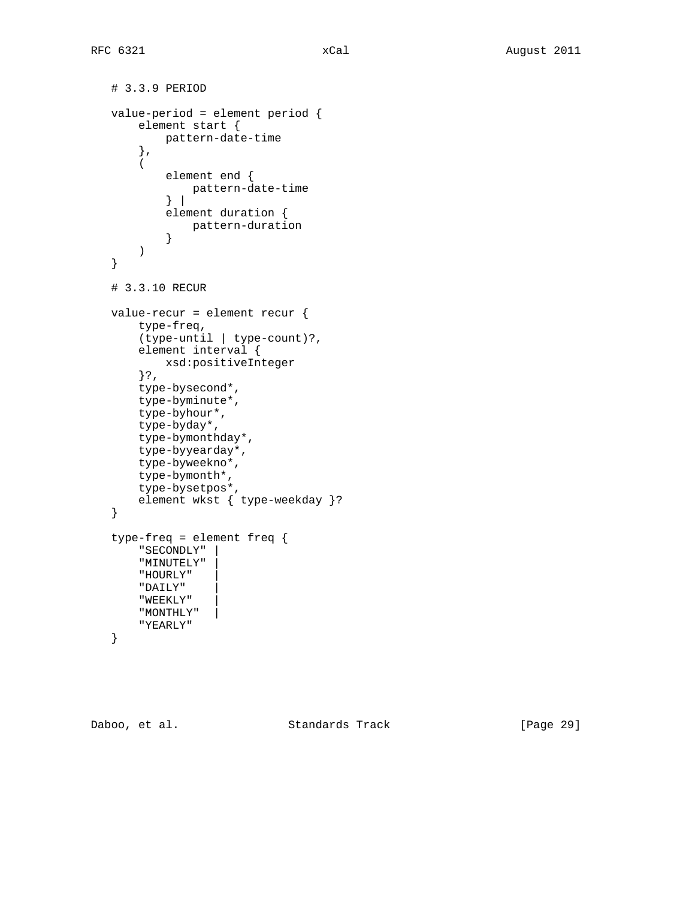```
# 3.3.9 PERIOD

value-period = element period {
    element start {
        pattern-date-time
    },
    (
        element end {
            pattern-date-time
        } |
        element duration {
            pattern-duration
        }
    )
}

# 3.3.10 RECUR

value-recur = element recur {
    type-freq,
    (type-until | type-count)?,
    element interval {
        xsd:positiveInteger
    }?,
    type-bysecond*,
    type-byminute*,
    type-byhour*,
    type-byday*,
    type-bymonthday*,
    type-byyearday*,
    type-byweekno*,
    type-bymonth*,
    type-bysetpos*,
    element wkst { type-weekday }?
}

type-freq = element freq {
    "SECONDLY" |
    "MINUTELY" |
    "HOURLY"   |
    "DAILY"    |
    "WEEKLY"   |
    "MONTHLY"  |
    "YEARLY"
}
```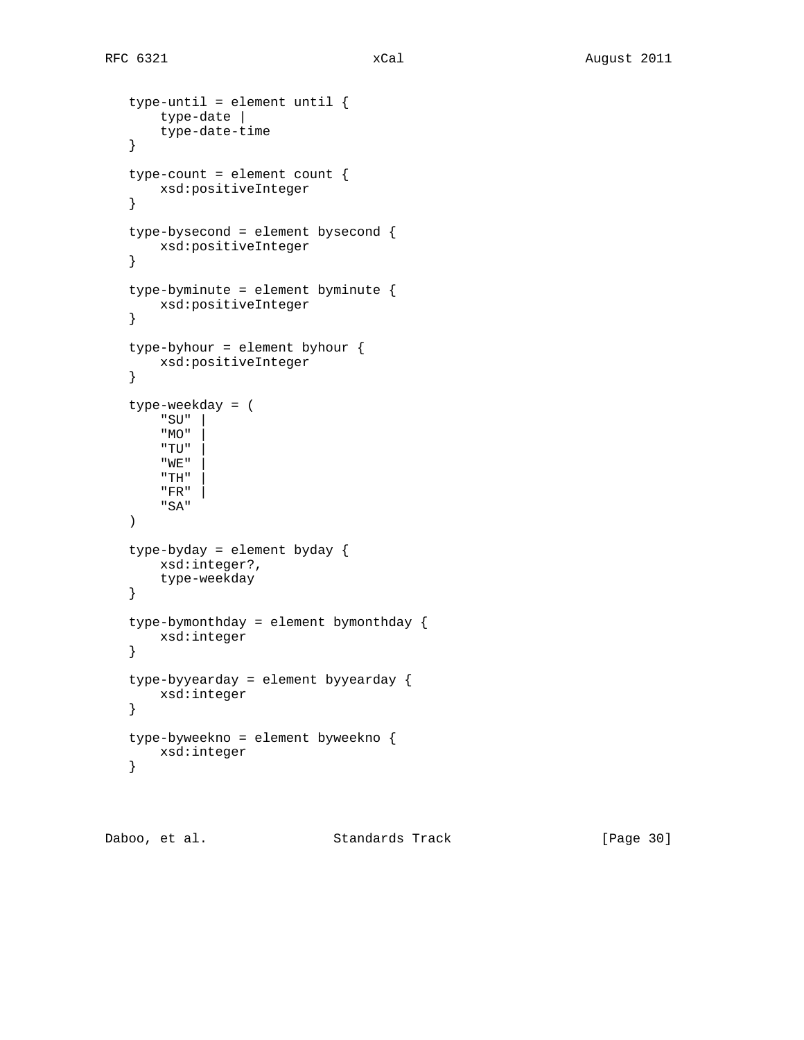```
   type-until = element until {
       type-date |
       type-date-time
   }

   type-count = element count {
       xsd:positiveInteger
   }

   type-bysecond = element bysecond {
       xsd:positiveInteger
   }

   type-byminute = element byminute {
       xsd:positiveInteger
   }

   type-byhour = element byhour {
       xsd:positiveInteger
   }

   type-weekday = (
       "SU" |
       "MO" |
       "TU" |
       "WE" |
       "TH" |
       "FR" |
       "SA"
   )

   type-byday = element byday {
       xsd:integer?,
       type-weekday
   }

   type-bymonthday = element bymonthday {
       xsd:integer
   }

   type-byyearday = element byyearday {
       xsd:integer
   }

   type-byweekno = element byweekno {
       xsd:integer
   }
```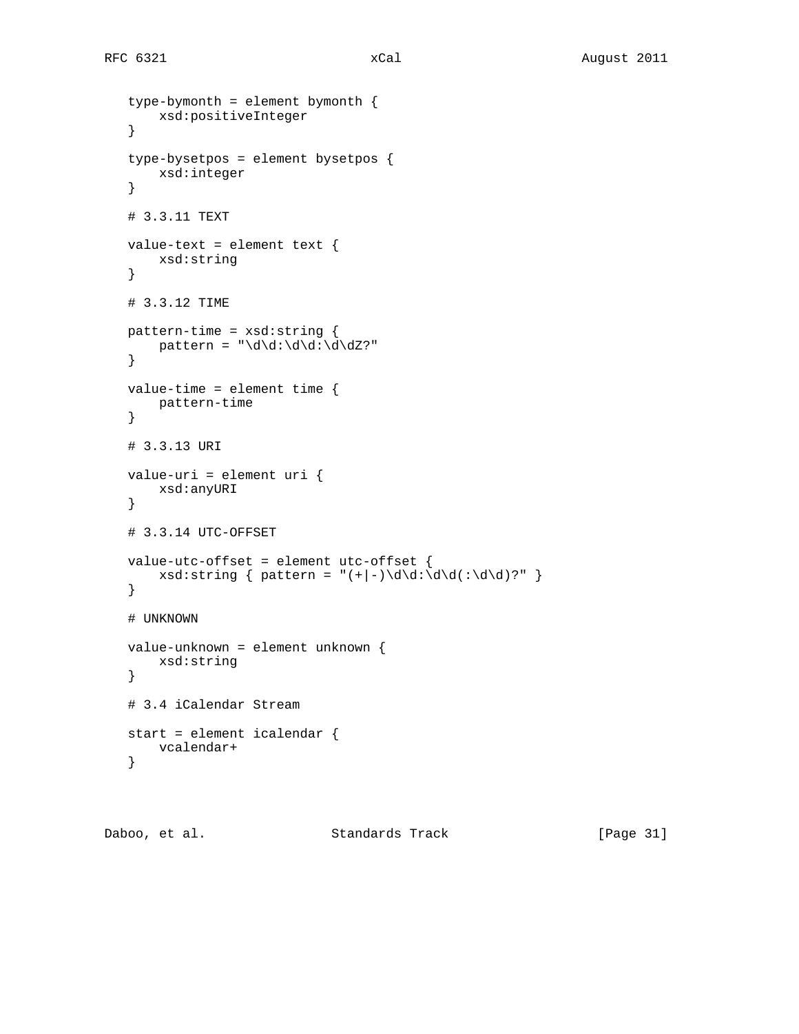```
type-bymonth = element bymonth {
    xsd:positiveInteger
}

type-bysetpos = element bysetpos {
    xsd:integer
}

# 3.3.11 TEXT

value-text = element text {
    xsd:string
}

# 3.3.12 TIME

pattern-time = xsd:string {
    pattern = "\d\d:\d\d:\d\dZ?"
}

value-time = element time {
    pattern-time
}

# 3.3.13 URI

value-uri = element uri {
    xsd:anyURI
}

# 3.3.14 UTC-OFFSET

value-utc-offset = element utc-offset {
    xsd:string { pattern = "(+|-)\d\d:\d\d(:\d\d)?" }
}

# UNKNOWN

value-unknown = element unknown {
    xsd:string
}

# 3.4 iCalendar Stream

start = element icalendar {
    vcalendar+
}
```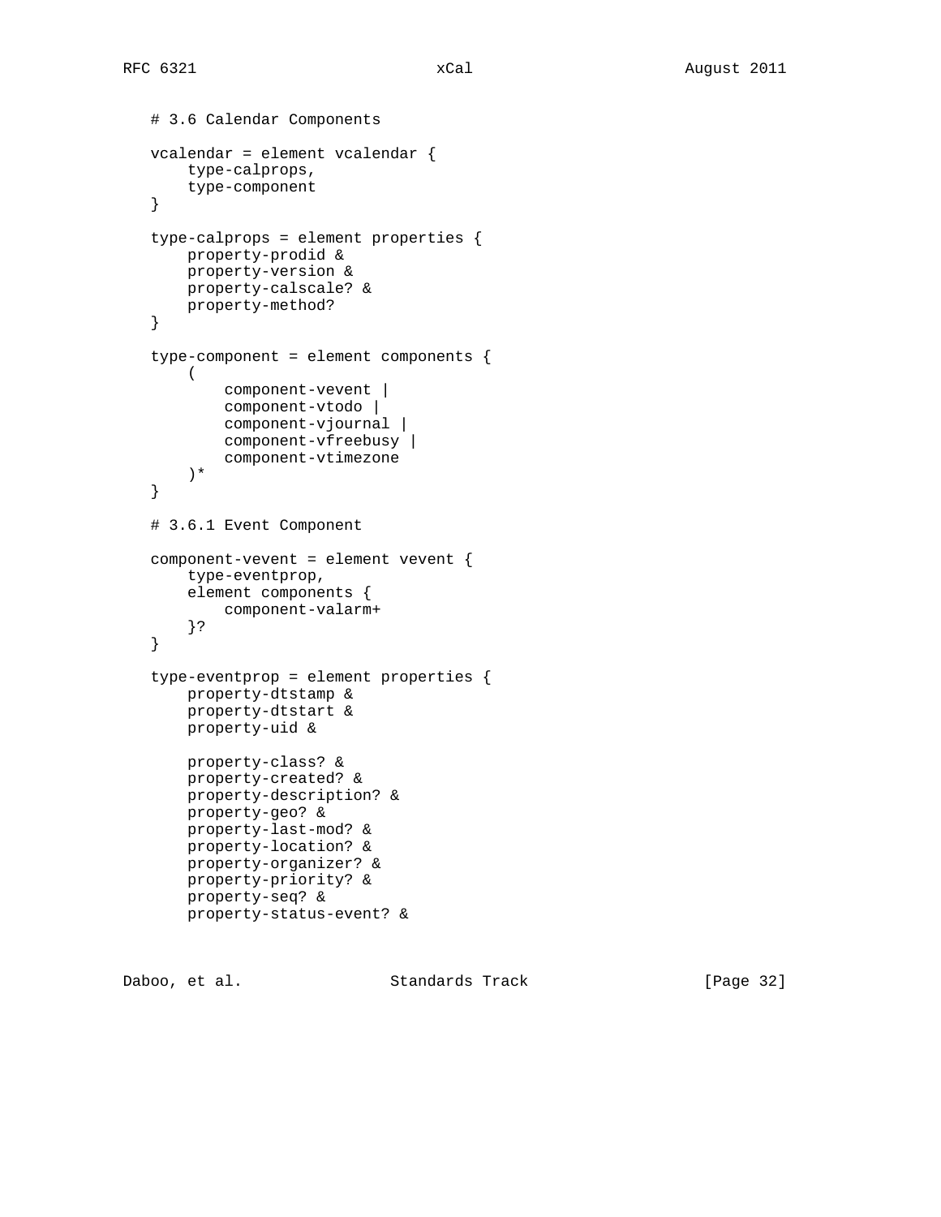```
# 3.6 Calendar Components

vcalendar = element vcalendar {
    type-calprops,
    type-component
}

type-calprops = element properties {
    property-prodid &
    property-version &
    property-calscale? &
    property-method?
}

type-component = element components {
    (
        component-vevent |
        component-vtodo |
        component-vjournal |
        component-vfreebusy |
        component-vtimezone
    )*
}

# 3.6.1 Event Component

component-vevent = element vevent {
    type-eventprop,
    element components {
        component-valarm+
    }?
}

type-eventprop = element properties {
    property-dtstamp &
    property-dtstart &
    property-uid &

    property-class? &
    property-created? &
    property-description? &
    property-geo? &
    property-last-mod? &
    property-location? &
    property-organizer? &
    property-priority? &
    property-seq? &
    property-status-event? &
```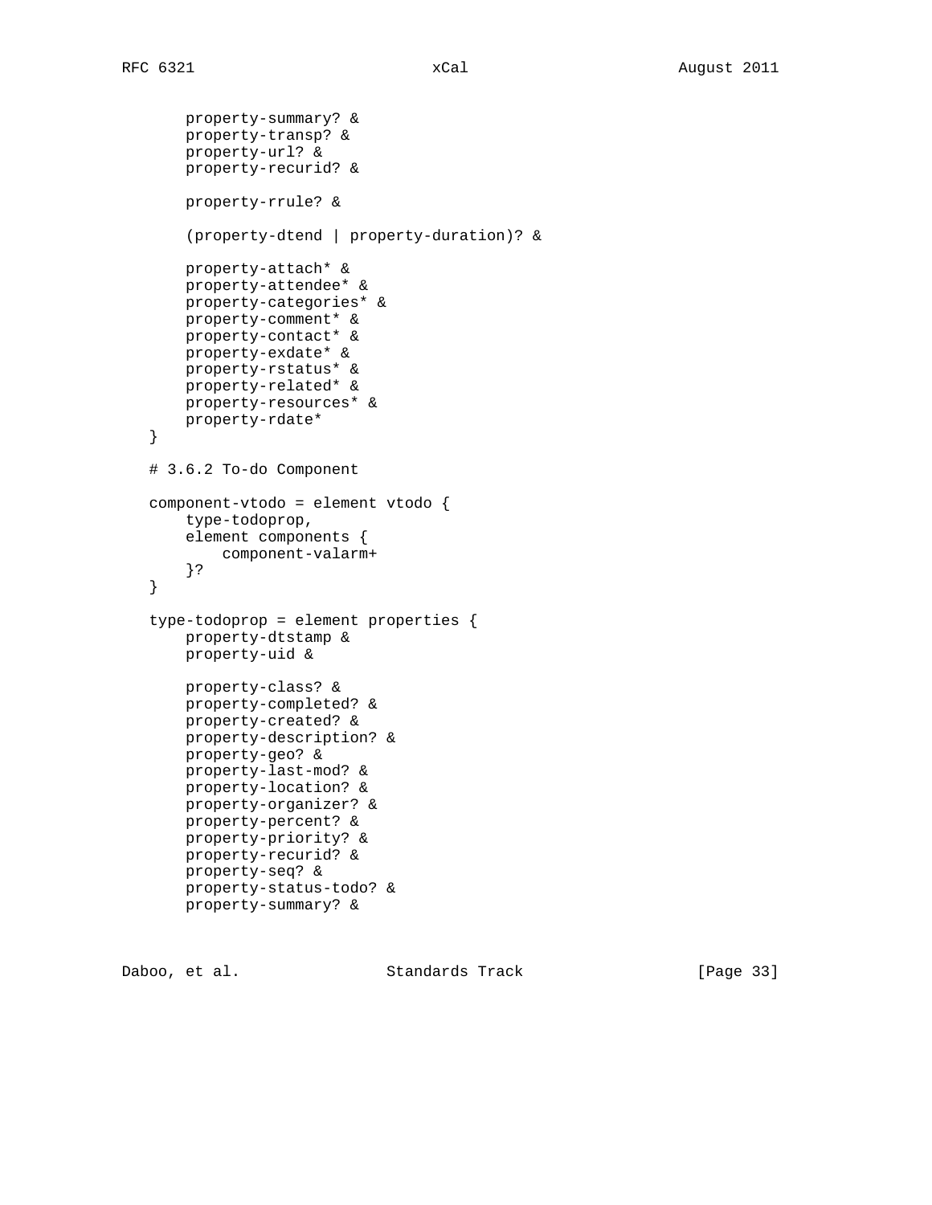```
       property-summary? &
       property-transp? &
       property-url? &
       property-recurid? &

       property-rrule? &

       (property-dtend | property-duration)? &

       property-attach* &
       property-attendee* &
       property-categories* &
       property-comment* &
       property-contact* &
       property-exdate* &
       property-rstatus* &
       property-related* &
       property-resources* &
       property-rdate*
   }

   # 3.6.2 To-do Component

   component-vtodo = element vtodo {
       type-todoprop,
       element components {
           component-valarm+
       }?
   }

   type-todoprop = element properties {
       property-dtstamp &
       property-uid &

       property-class? &
       property-completed? &
       property-created? &
       property-description? &
       property-geo? &
       property-last-mod? &
       property-location? &
       property-organizer? &
       property-percent? &
       property-priority? &
       property-recurid? &
       property-seq? &
       property-status-todo? &
       property-summary? &
```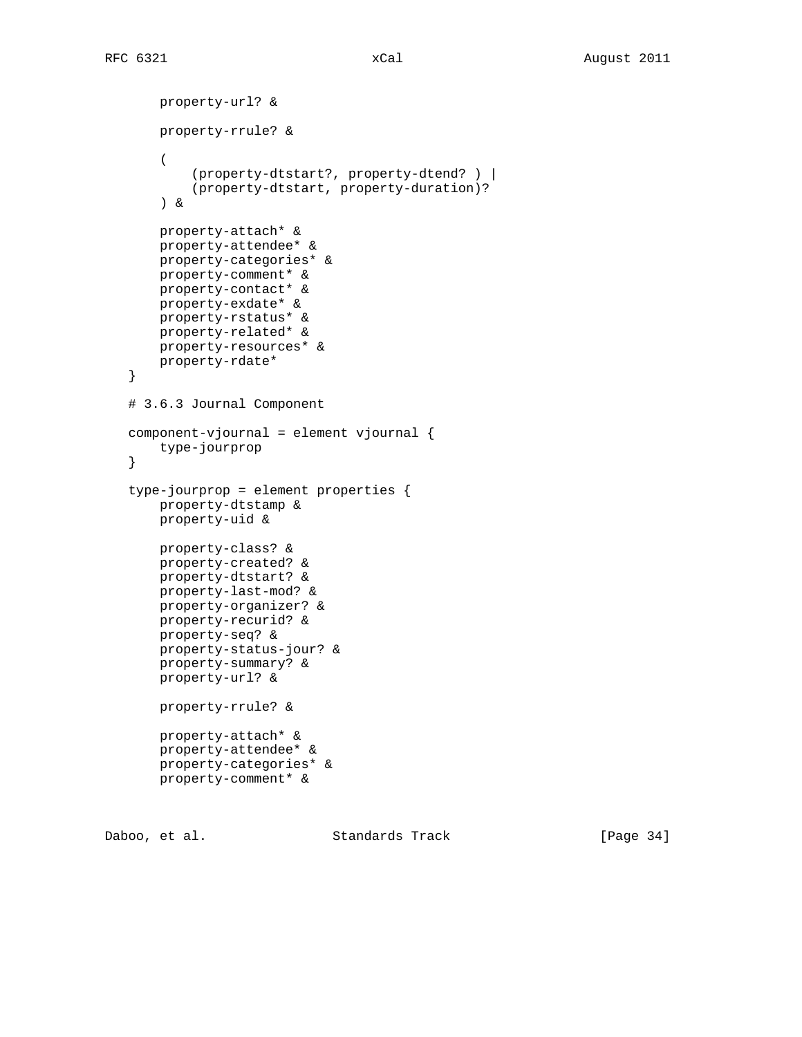```
       property-url? &

       property-rrule? &

       (
           (property-dtstart?, property-dtend? ) |
           (property-dtstart, property-duration)?
       ) &

       property-attach* &
       property-attendee* &
       property-categories* &
       property-comment* &
       property-contact* &
       property-exdate* &
       property-rstatus* &
       property-related* &
       property-resources* &
       property-rdate*
   }

   # 3.6.3 Journal Component

   component-vjournal = element vjournal {
       type-jourprop
   }

   type-jourprop = element properties {
       property-dtstamp &
       property-uid &

       property-class? &
       property-created? &
       property-dtstart? &
       property-last-mod? &
       property-organizer? &
       property-recurid? &
       property-seq? &
       property-status-jour? &
       property-summary? &
       property-url? &

       property-rrule? &

       property-attach* &
       property-attendee* &
       property-categories* &
       property-comment* &
```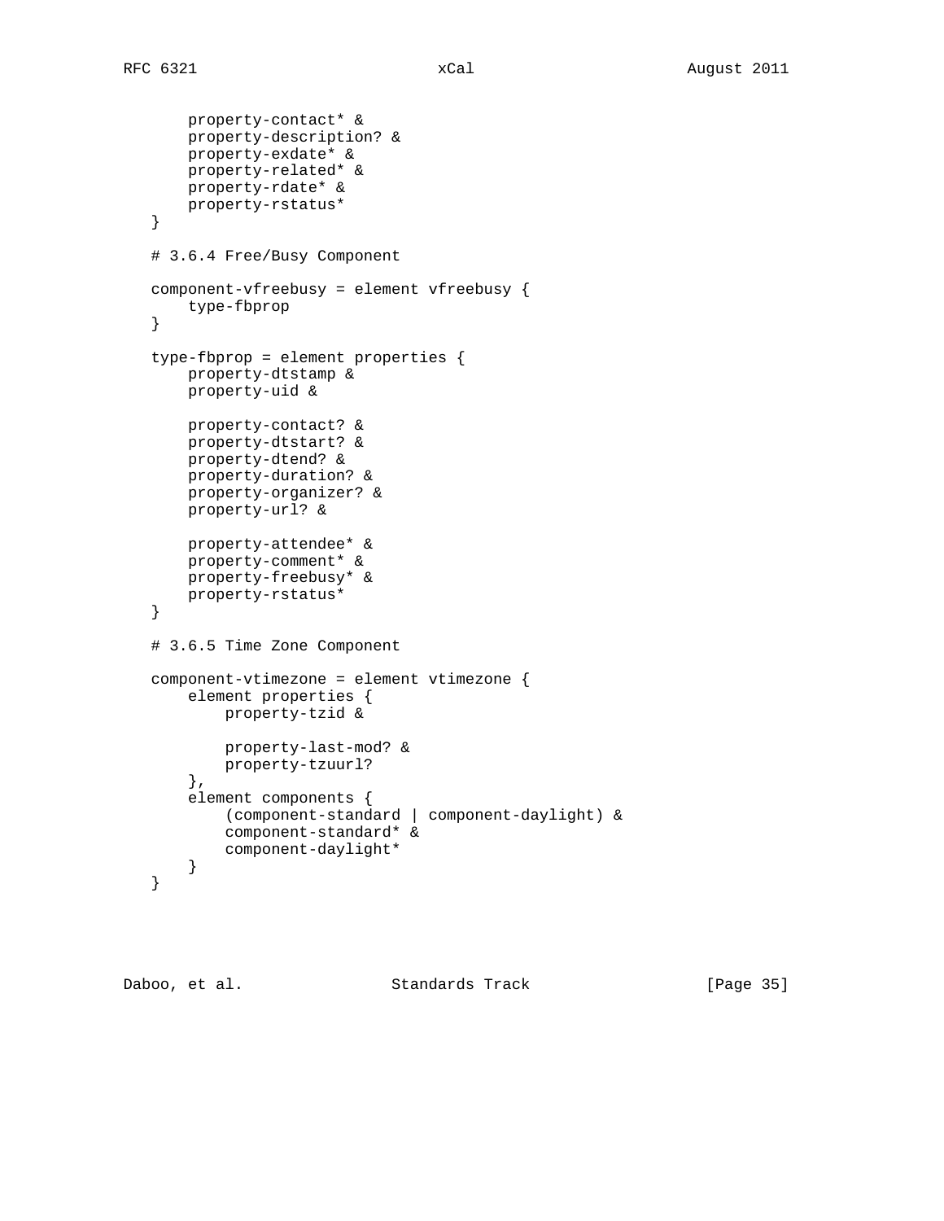```
    property-contact* &
    property-description? &
    property-exdate* &
    property-related* &
    property-rdate* &
    property-rstatus*
}

# 3.6.4 Free/Busy Component

component-vfreebusy = element vfreebusy {
    type-fbprop
}

type-fbprop = element properties {
    property-dtstamp &
    property-uid &

    property-contact? &
    property-dtstart? &
    property-dtend? &
    property-duration? &
    property-organizer? &
    property-url? &

    property-attendee* &
    property-comment* &
    property-freebusy* &
    property-rstatus*
}

# 3.6.5 Time Zone Component

component-vtimezone = element vtimezone {
    element properties {
        property-tzid &

        property-last-mod? &
        property-tzuurl?
    },
    element components {
        (component-standard | component-daylight) &
        component-standard* &
        component-daylight*
    }
}
```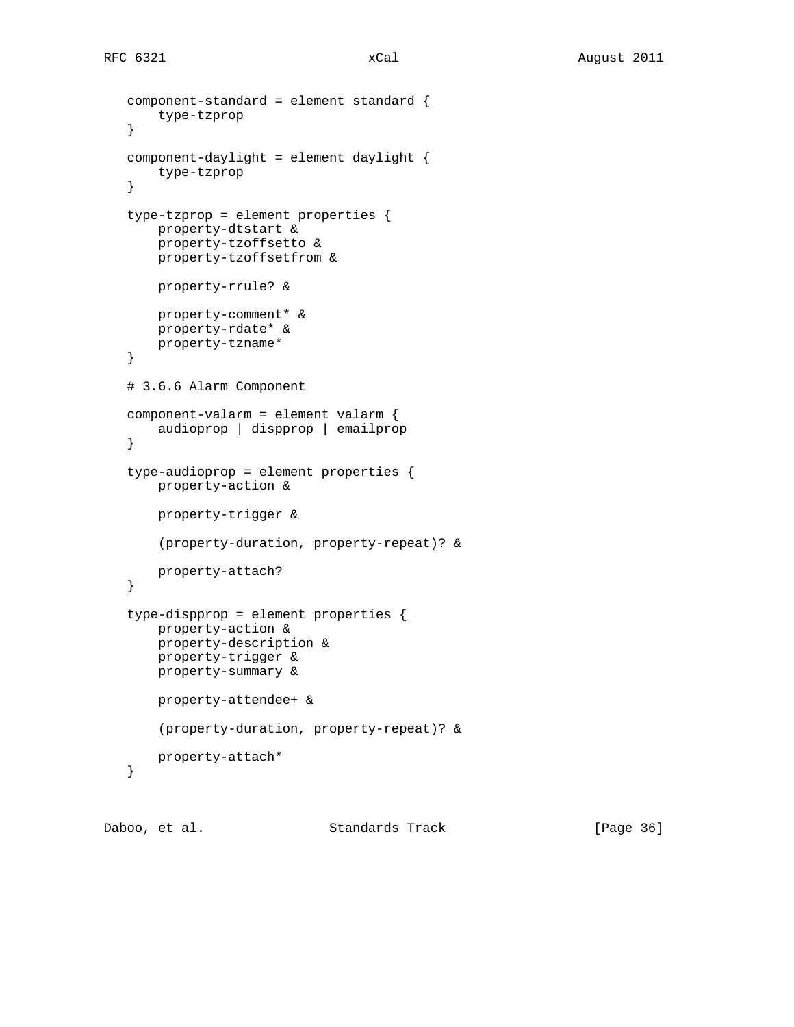```
   component-standard = element standard {
       type-tzprop
   }

   component-daylight = element daylight {
       type-tzprop
   }

   type-tzprop = element properties {
       property-dtstart &
       property-tzoffsetto &
       property-tzoffsetfrom &

       property-rrule? &

       property-comment* &
       property-rdate* &
       property-tzname*
   }

   # 3.6.6 Alarm Component

   component-valarm = element valarm {
       audioprop | dispprop | emailprop
   }

   type-audioprop = element properties {
       property-action &

       property-trigger &

       (property-duration, property-repeat)? &

       property-attach?
   }

   type-dispprop = element properties {
       property-action &
       property-description &
       property-trigger &
       property-summary &

       property-attendee+ &

       (property-duration, property-repeat)? &

       property-attach*
   }
```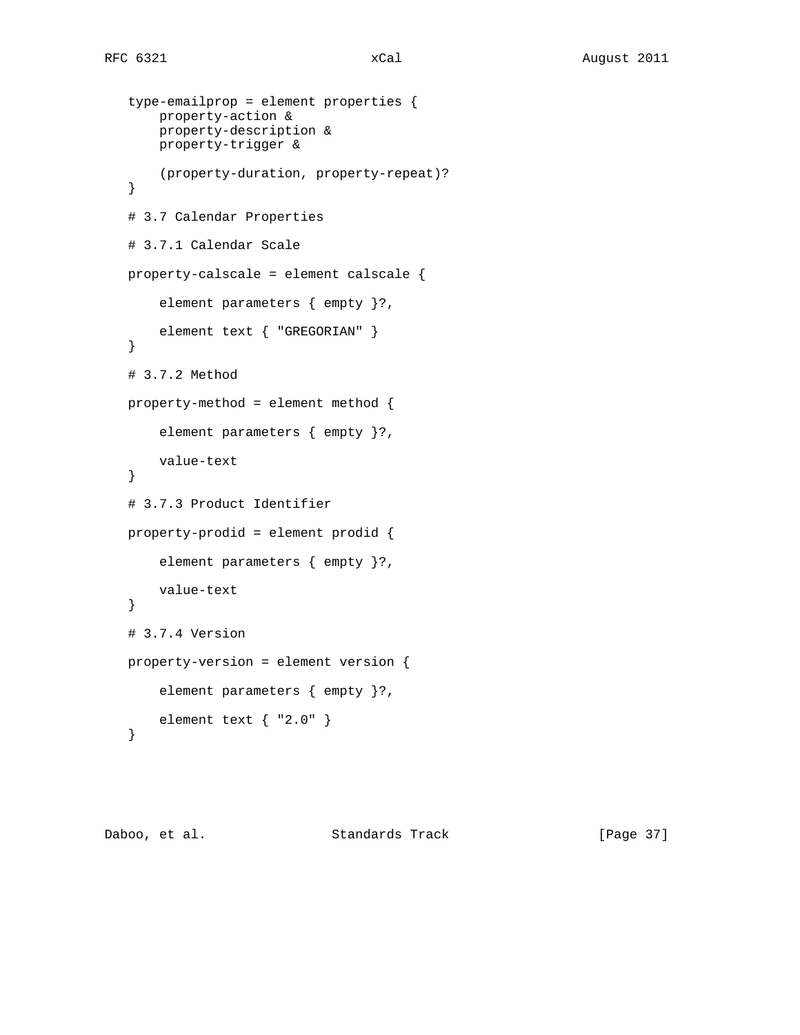```
type-emailprop = element properties {
    property-action &
    property-description &
    property-trigger &

    (property-duration, property-repeat)?
}

# 3.7 Calendar Properties

# 3.7.1 Calendar Scale

property-calscale = element calscale {

    element parameters { empty }?,

    element text { "GREGORIAN" }
}

# 3.7.2 Method

property-method = element method {

    element parameters { empty }?,

    value-text
}

# 3.7.3 Product Identifier

property-prodid = element prodid {

    element parameters { empty }?,

    value-text
}

# 3.7.4 Version

property-version = element version {

    element parameters { empty }?,

    element text { "2.0" }
}
```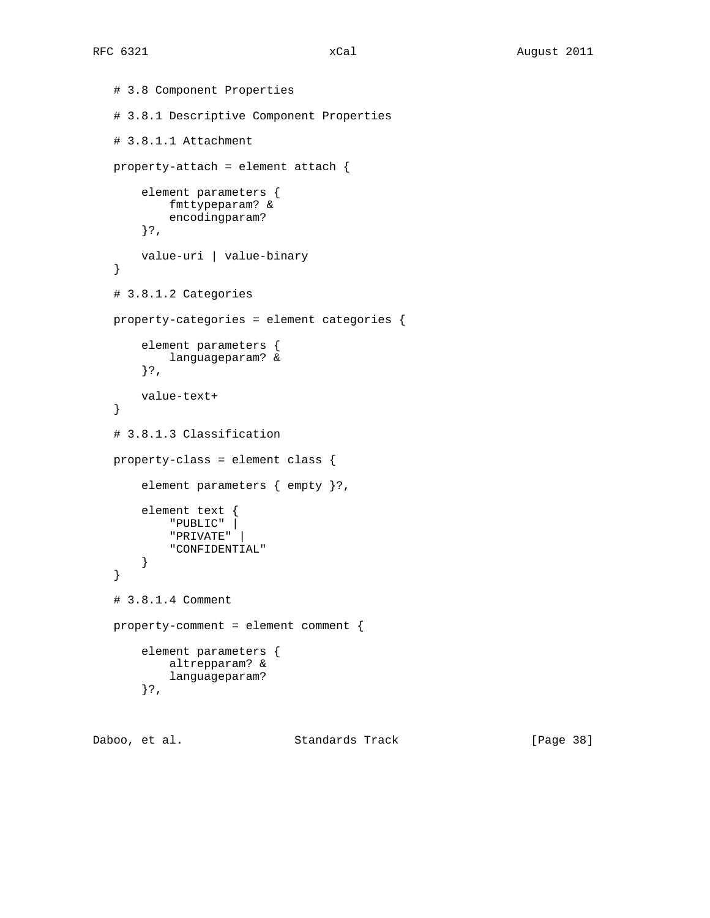```
# 3.8 Component Properties

# 3.8.1 Descriptive Component Properties

# 3.8.1.1 Attachment

property-attach = element attach {

    element parameters {
        fmttypeparam? &
        encodingparam?
    }?,

    value-uri | value-binary
}

# 3.8.1.2 Categories

property-categories = element categories {

    element parameters {
        languageparam? &
    }?,

    value-text+
}

# 3.8.1.3 Classification

property-class = element class {

    element parameters { empty }?,

    element text {
        "PUBLIC" |
        "PRIVATE" |
        "CONFIDENTIAL"
    }
}

# 3.8.1.4 Comment

property-comment = element comment {

    element parameters {
        altrepparam? &
        languageparam?
    }?,
```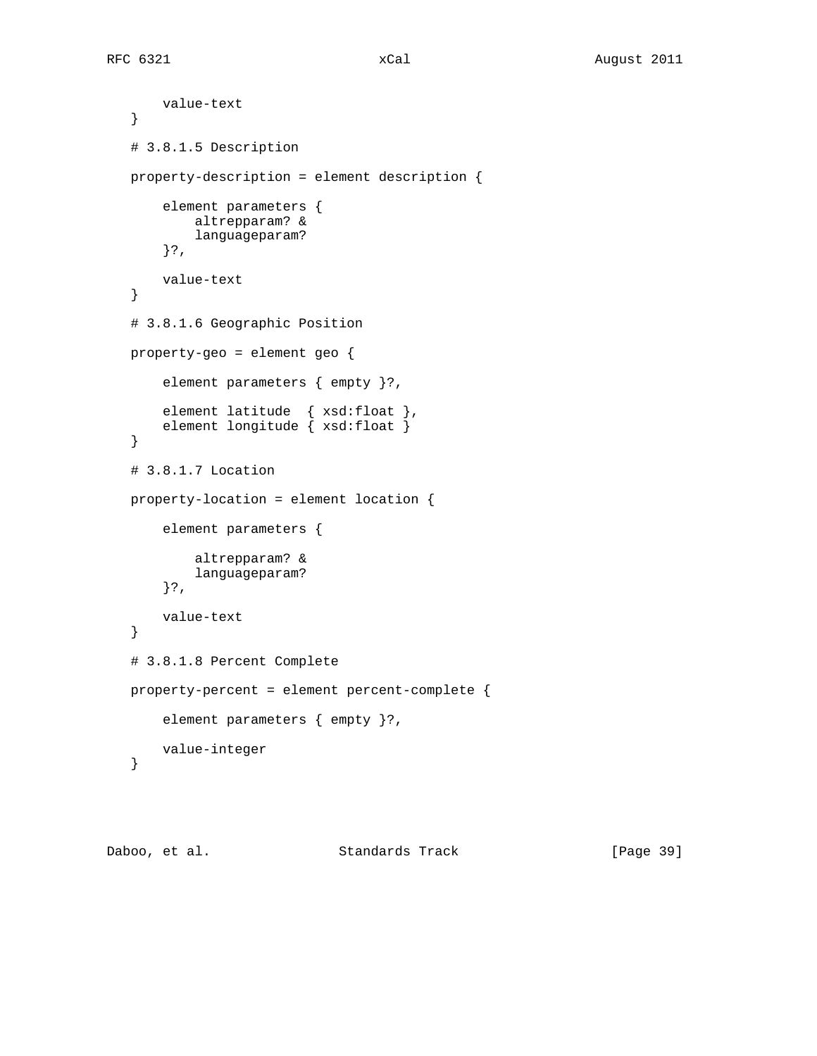```
       value-text
   }

   # 3.8.1.5 Description

   property-description = element description {

       element parameters {
           altrepparam? &
           languageparam?
       }?,

       value-text
   }

   # 3.8.1.6 Geographic Position

   property-geo = element geo {

       element parameters { empty }?,

       element latitude  { xsd:float },
       element longitude { xsd:float }
   }

   # 3.8.1.7 Location

   property-location = element location {

       element parameters {

           altrepparam? &
           languageparam?
       }?,

       value-text
   }

   # 3.8.1.8 Percent Complete

   property-percent = element percent-complete {

       element parameters { empty }?,

       value-integer
   }
```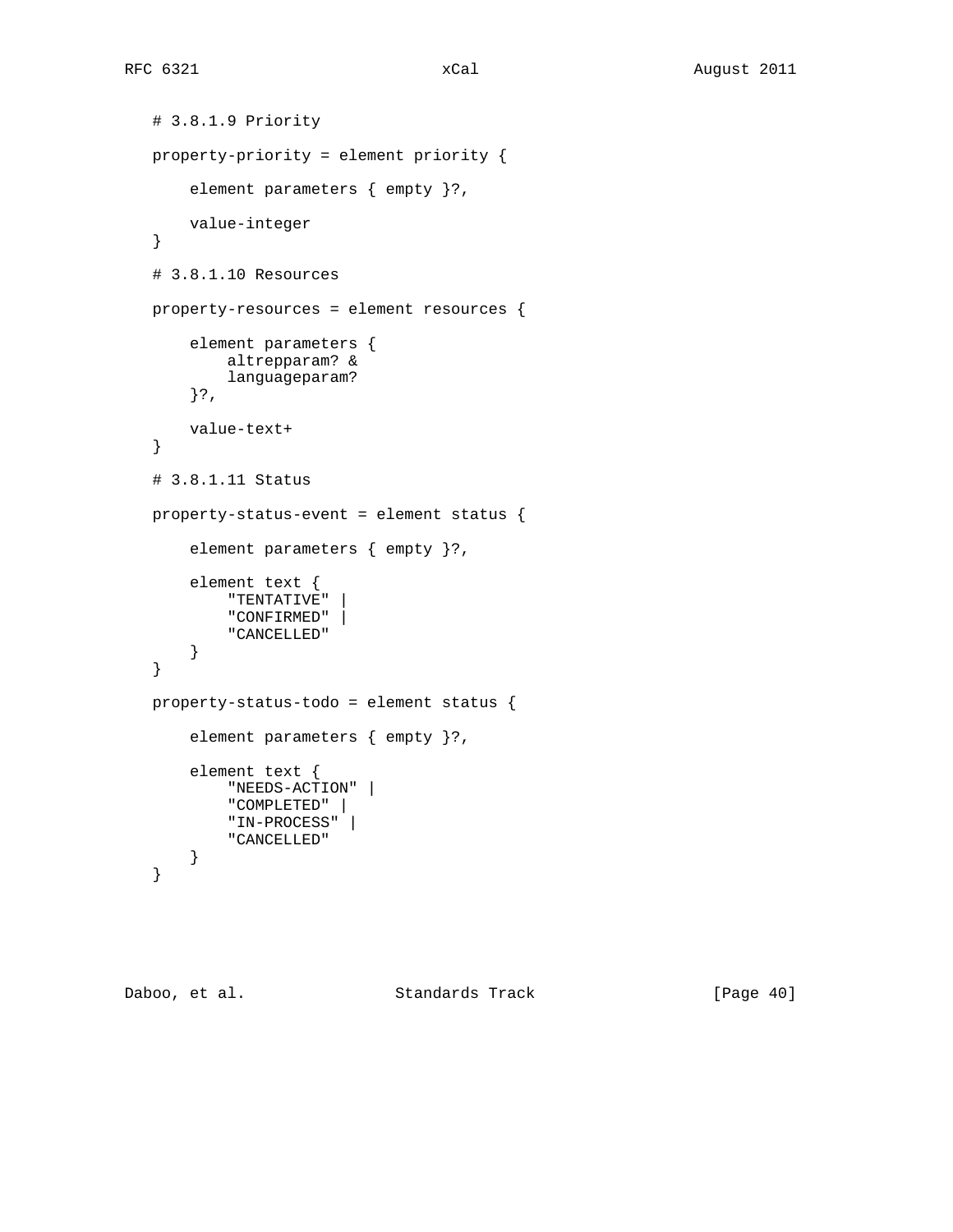```
# 3.8.1.9 Priority

property-priority = element priority {

    element parameters { empty }?,

    value-integer
}

# 3.8.1.10 Resources

property-resources = element resources {

    element parameters {
        altrepparam? &
        languageparam?
    }?,

    value-text+
}

# 3.8.1.11 Status

property-status-event = element status {

    element parameters { empty }?,

    element text {
        "TENTATIVE" |
        "CONFIRMED" |
        "CANCELLED"
    }
}

property-status-todo = element status {

    element parameters { empty }?,

    element text {
        "NEEDS-ACTION" |
        "COMPLETED" |
        "IN-PROCESS" |
        "CANCELLED"
    }
}
```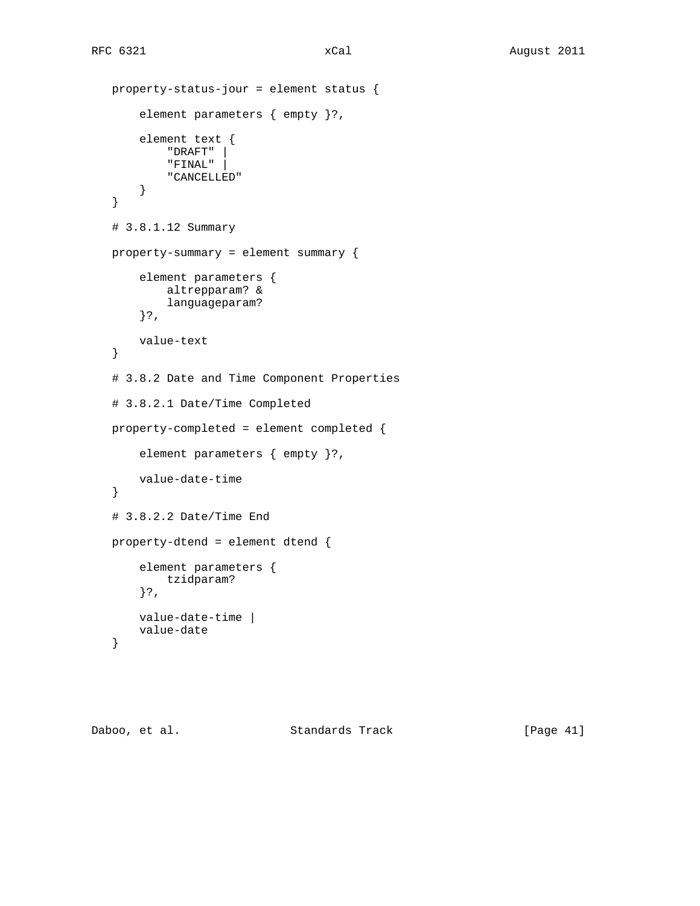```
property-status-jour = element status {

    element parameters { empty }?,

    element text {
        "DRAFT" |
        "FINAL" |
        "CANCELLED"
    }
}

# 3.8.1.12 Summary

property-summary = element summary {

    element parameters {
        altrepparam? &
        languageparam?
    }?,

    value-text
}

# 3.8.2 Date and Time Component Properties

# 3.8.2.1 Date/Time Completed

property-completed = element completed {

    element parameters { empty }?,

    value-date-time
}

# 3.8.2.2 Date/Time End

property-dtend = element dtend {

    element parameters {
        tzidparam?
    }?,

    value-date-time |
    value-date
}
```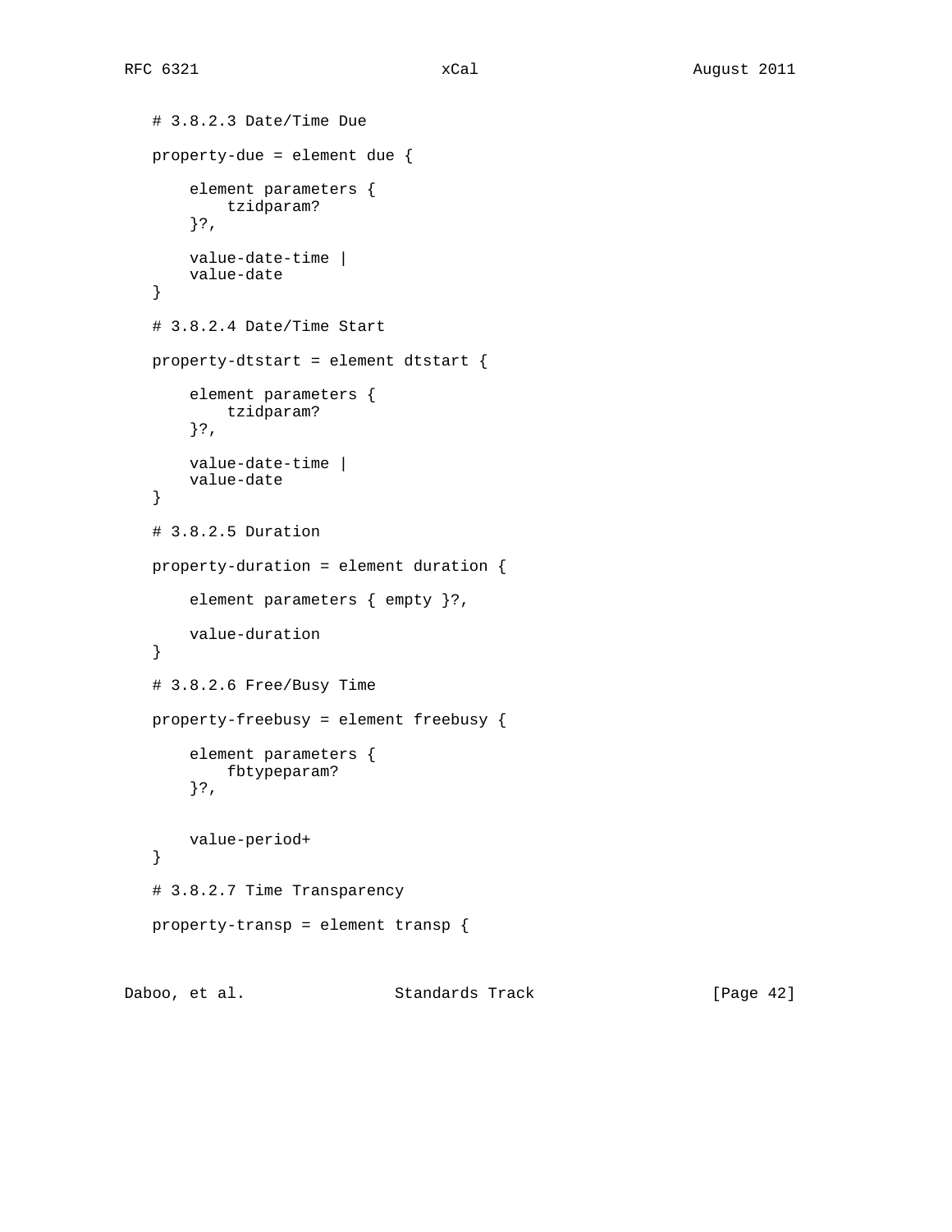```
# 3.8.2.3 Date/Time Due

property-due = element due {

    element parameters {
        tzidparam?
    }?,

    value-date-time |
    value-date
}

# 3.8.2.4 Date/Time Start

property-dtstart = element dtstart {

    element parameters {
        tzidparam?
    }?,

    value-date-time |
    value-date
}

# 3.8.2.5 Duration

property-duration = element duration {

    element parameters { empty }?,

    value-duration
}

# 3.8.2.6 Free/Busy Time

property-freebusy = element freebusy {

    element parameters {
        fbtypeparam?
    }?,


    value-period+
}

# 3.8.2.7 Time Transparency

property-transp = element transp {
```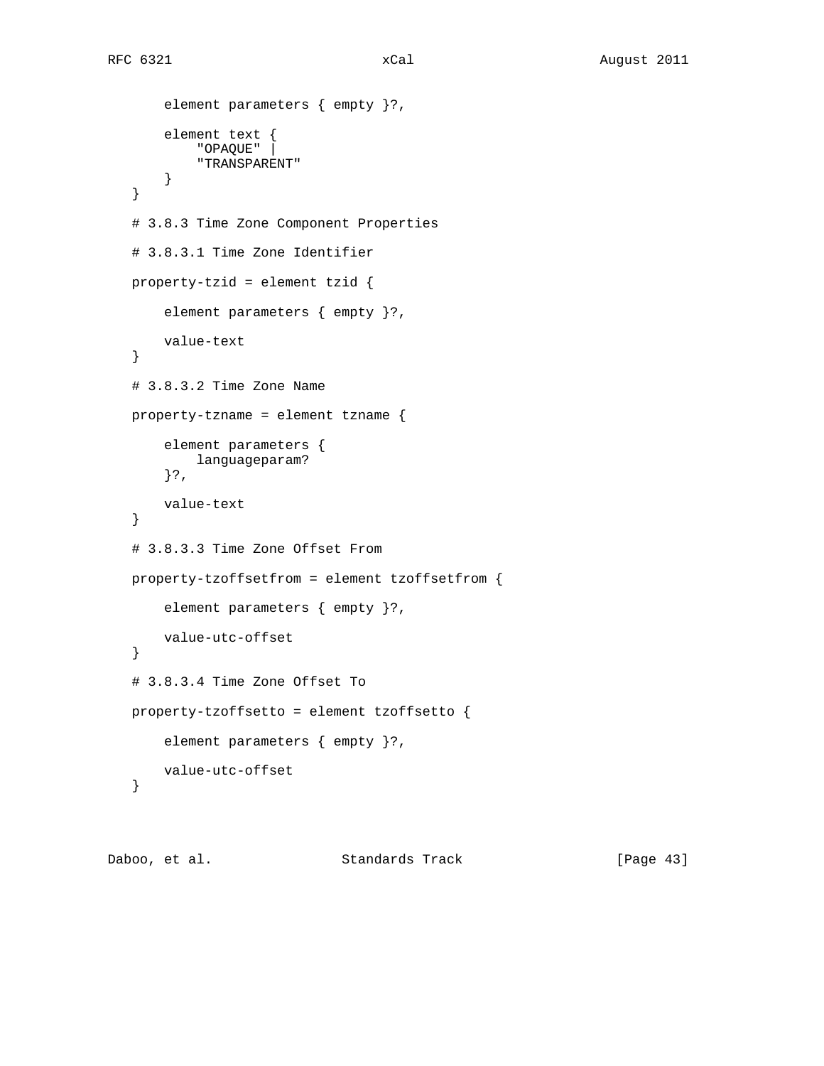```
       element parameters { empty }?,

       element text {
           "OPAQUE" |
           "TRANSPARENT"
       }
   }

   # 3.8.3 Time Zone Component Properties

   # 3.8.3.1 Time Zone Identifier

   property-tzid = element tzid {

       element parameters { empty }?,

       value-text
   }

   # 3.8.3.2 Time Zone Name

   property-tzname = element tzname {

       element parameters {
           languageparam?
       }?,

       value-text
   }

   # 3.8.3.3 Time Zone Offset From

   property-tzoffsetfrom = element tzoffsetfrom {

       element parameters { empty }?,

       value-utc-offset
   }

   # 3.8.3.4 Time Zone Offset To

   property-tzoffsetto = element tzoffsetto {

       element parameters { empty }?,

       value-utc-offset
   }
```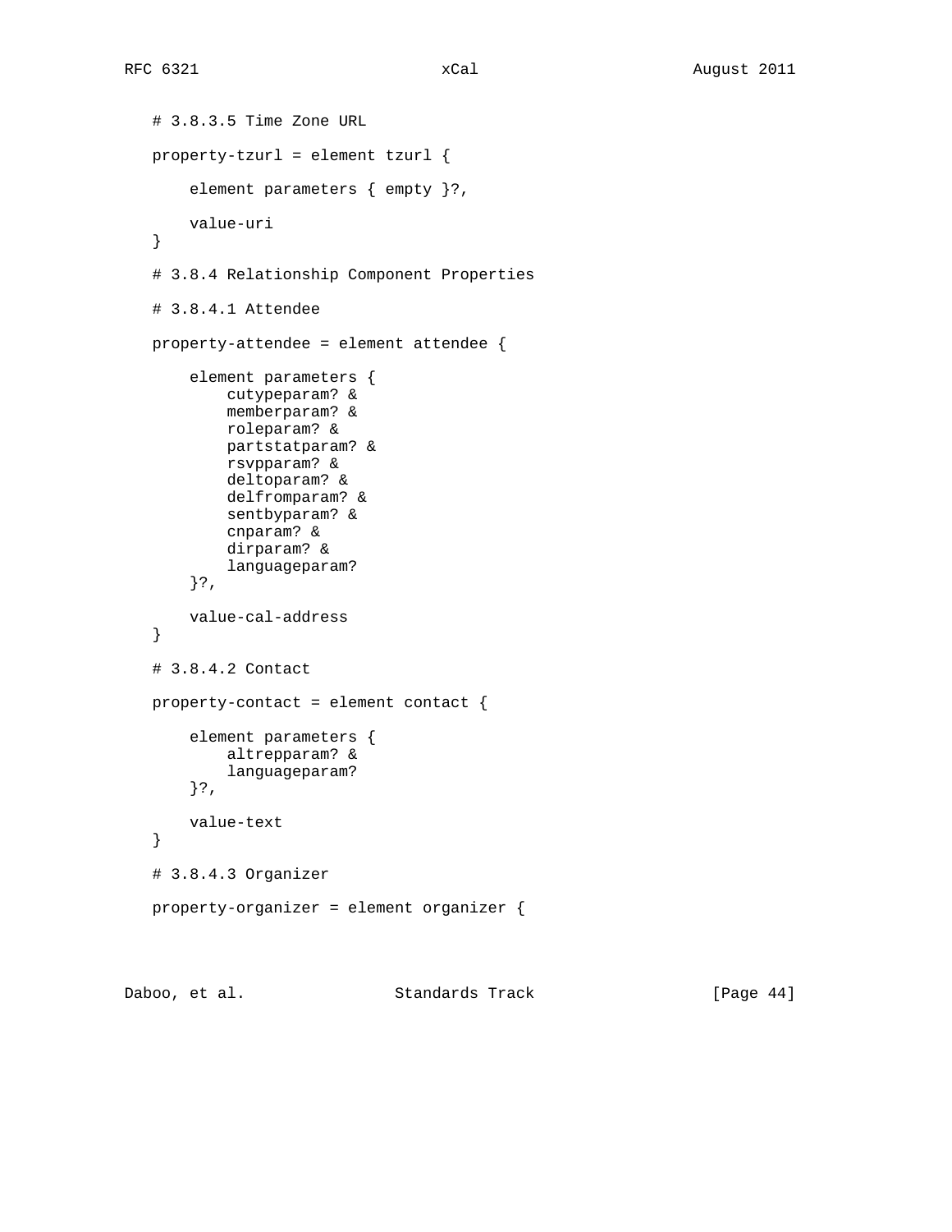```
# 3.8.3.5 Time Zone URL

property-tzurl = element tzurl {

    element parameters { empty }?,

    value-uri
}

# 3.8.4 Relationship Component Properties

# 3.8.4.1 Attendee

property-attendee = element attendee {

    element parameters {
        cutypeparam? &
        memberparam? &
        roleparam? &
        partstatparam? &
        rsvpparam? &
        deltoparam? &
        delfromparam? &
        sentbyparam? &
        cnparam? &
        dirparam? &
        languageparam?
    }?,

    value-cal-address
}

# 3.8.4.2 Contact

property-contact = element contact {

    element parameters {
        altrepparam? &
        languageparam?
    }?,

    value-text
}

# 3.8.4.3 Organizer

property-organizer = element organizer {
```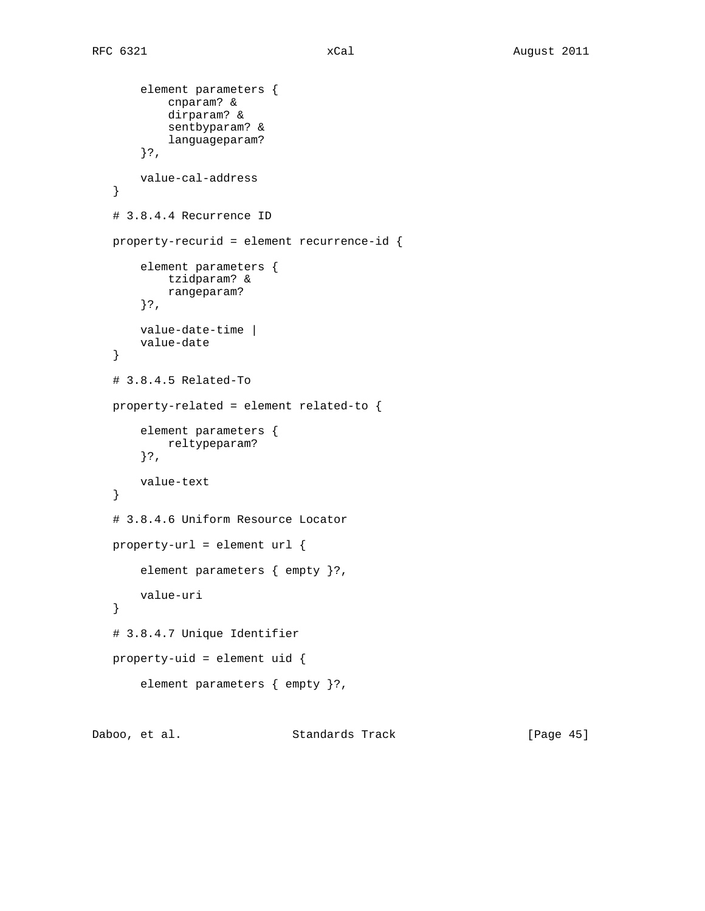```
       element parameters {
           cnparam? &
           dirparam? &
           sentbyparam? &
           languageparam?
       }?,

       value-cal-address
   }

   # 3.8.4.4 Recurrence ID

   property-recurid = element recurrence-id {

       element parameters {
           tzidparam? &
           rangeparam?
       }?,

       value-date-time |
       value-date
   }

   # 3.8.4.5 Related-To

   property-related = element related-to {

       element parameters {
           reltypeparam?
       }?,

       value-text
   }

   # 3.8.4.6 Uniform Resource Locator

   property-url = element url {

       element parameters { empty }?,

       value-uri
   }

   # 3.8.4.7 Unique Identifier

   property-uid = element uid {

       element parameters { empty }?,
```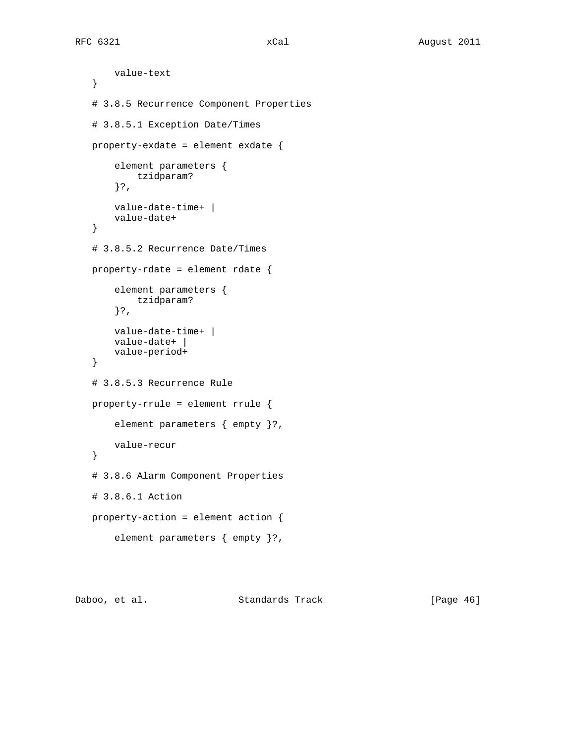```
      value-text
  }

  # 3.8.5 Recurrence Component Properties

  # 3.8.5.1 Exception Date/Times

  property-exdate = element exdate {

      element parameters {
          tzidparam?
      }?,

      value-date-time+ |
      value-date+
  }

  # 3.8.5.2 Recurrence Date/Times

  property-rdate = element rdate {

      element parameters {
          tzidparam?
      }?,

      value-date-time+ |
      value-date+ |
      value-period+
  }

  # 3.8.5.3 Recurrence Rule

  property-rrule = element rrule {

      element parameters { empty }?,

      value-recur
  }

  # 3.8.6 Alarm Component Properties

  # 3.8.6.1 Action

  property-action = element action {

      element parameters { empty }?,
```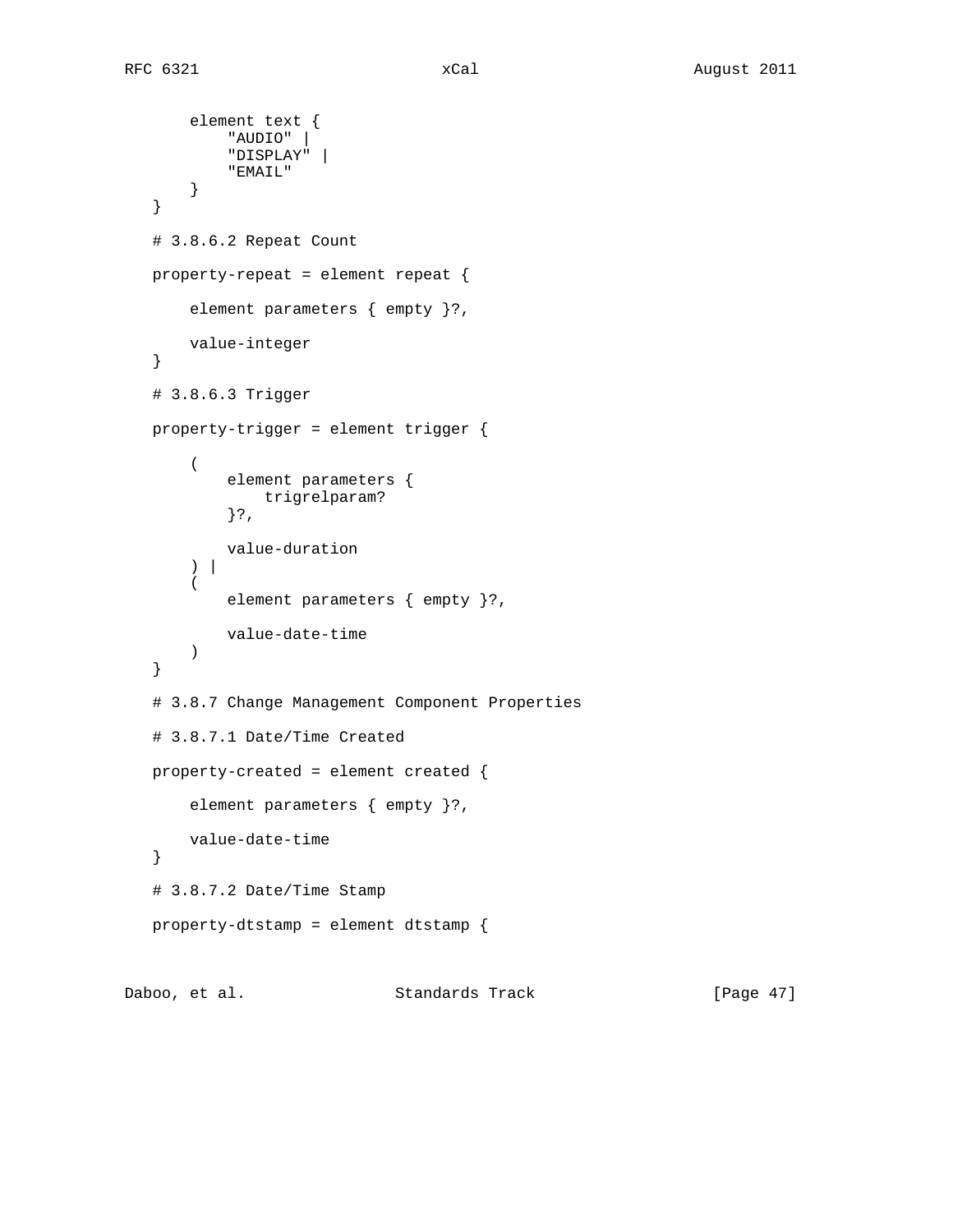```
       element text {
           "AUDIO" |
           "DISPLAY" |
           "EMAIL"
       }
   }

   # 3.8.6.2 Repeat Count

   property-repeat = element repeat {

       element parameters { empty }?,

       value-integer
   }

   # 3.8.6.3 Trigger

   property-trigger = element trigger {

       (
           element parameters {
               trigrelparam?
           }?,

           value-duration
       ) |
       (
           element parameters { empty }?,

           value-date-time
       )
   }

   # 3.8.7 Change Management Component Properties

   # 3.8.7.1 Date/Time Created

   property-created = element created {

       element parameters { empty }?,

       value-date-time
   }

   # 3.8.7.2 Date/Time Stamp

   property-dtstamp = element dtstamp {
```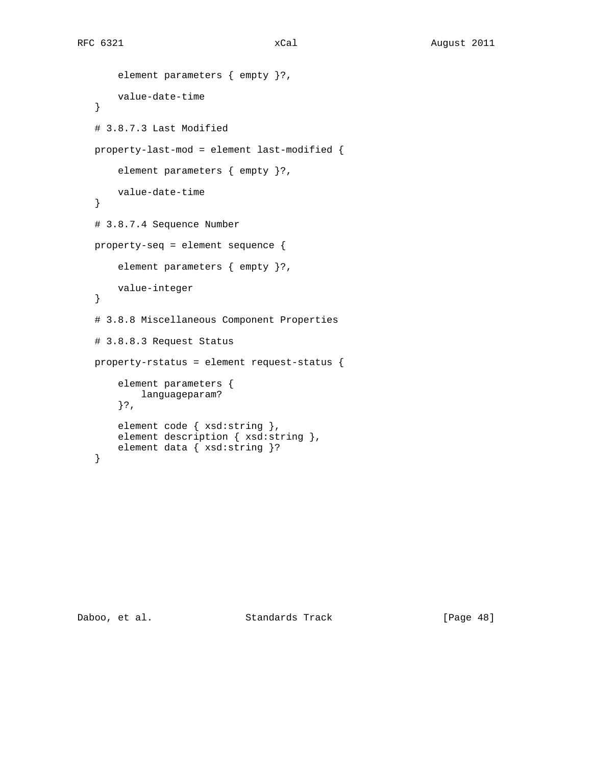```
       element parameters { empty }?,

       value-date-time
   }

   # 3.8.7.3 Last Modified

   property-last-mod = element last-modified {

       element parameters { empty }?,

       value-date-time
   }

   # 3.8.7.4 Sequence Number

   property-seq = element sequence {

       element parameters { empty }?,

       value-integer
   }

   # 3.8.8 Miscellaneous Component Properties

   # 3.8.8.3 Request Status

   property-rstatus = element request-status {

       element parameters {
           languageparam?
       }?,

       element code { xsd:string },
       element description { xsd:string },
       element data { xsd:string }?
   }
```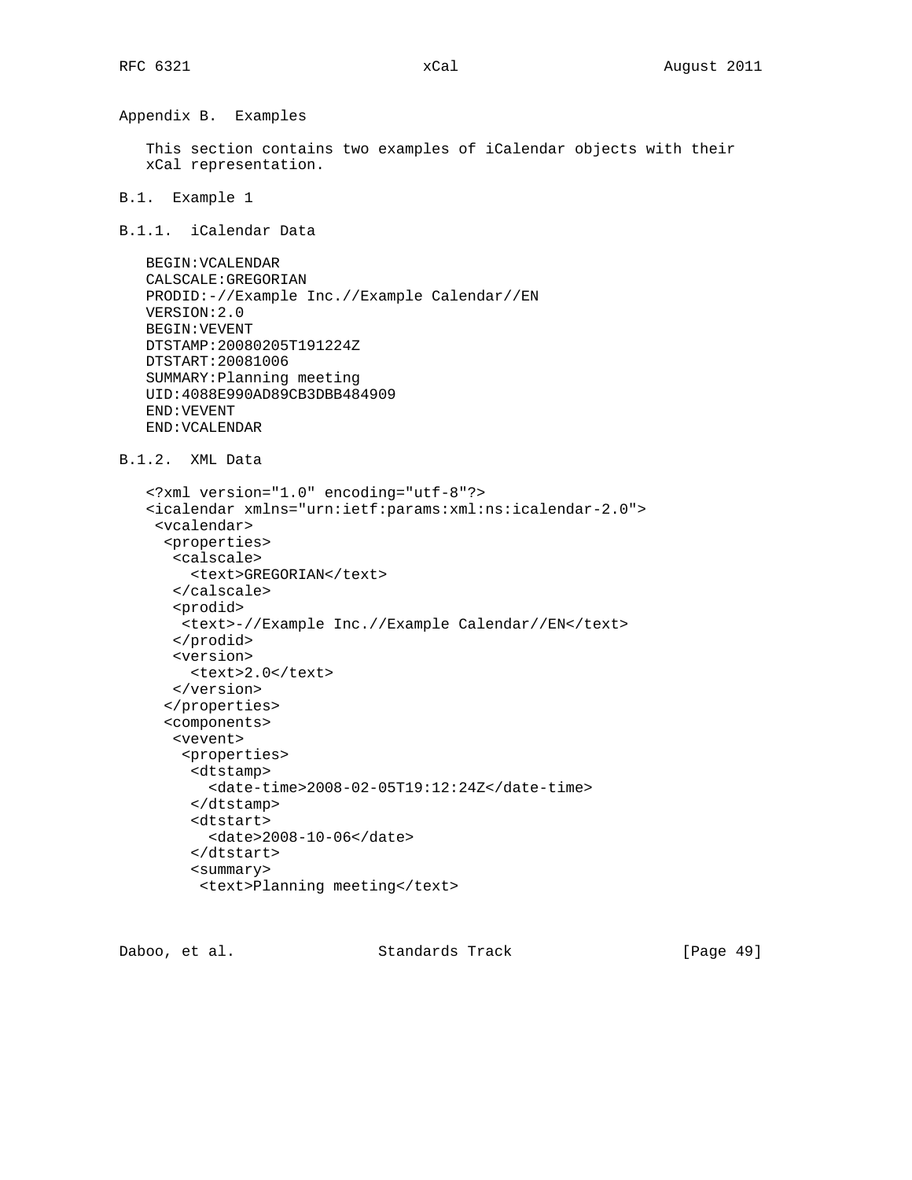## Appendix B. Examples

This section contains two examples of iCalendar objects with their xCal representation.

### B.1. Example 1

#### B.1.1. iCalendar Data

```
BEGIN:VCALENDAR
CALSCALE:GREGORIAN
PRODID:-//Example Inc.//Example Calendar//EN
VERSION:2.0
BEGIN:VEVENT
DTSTAMP:20080205T191224Z
DTSTART:20081006
SUMMARY:Planning meeting
UID:4088E990AD89CB3DBB484909
END:VEVENT
END:VCALENDAR
```

#### B.1.2. XML Data

```
<?xml version="1.0" encoding="utf-8"?>
<icalendar xmlns="urn:ietf:params:xml:ns:icalendar-2.0">
 <vcalendar>
  <properties>
   <calscale>
     <text>GREGORIAN</text>
   </calscale>
   <prodid>
    <text>-//Example Inc.//Example Calendar//EN</text>
   </prodid>
   <version>
     <text>2.0</text>
   </version>
  </properties>
  <components>
   <vevent>
    <properties>
     <dtstamp>
       <date-time>2008-02-05T19:12:24Z</date-time>
     </dtstamp>
     <dtstart>
       <date>2008-10-06</date>
     </dtstart>
     <summary>
      <text>Planning meeting</text>
```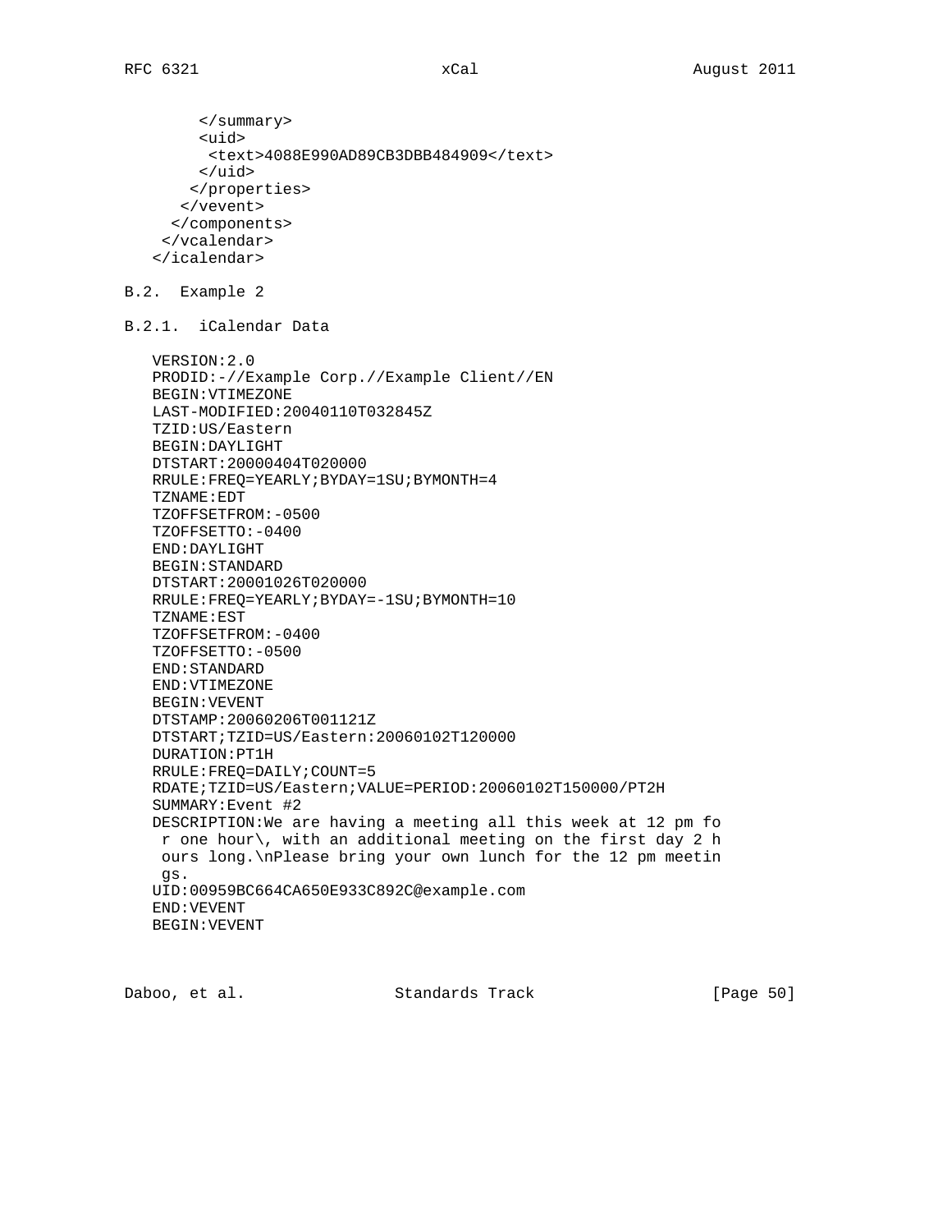```
        </summary>
        <uid>
         <text>4088E990AD89CB3DBB484909</text>
        </uid>
       </properties>
      </vevent>
     </components>
    </vcalendar>
   </icalendar>
```

### B.2. Example 2

#### B.2.1. iCalendar Data

```
VERSION:2.0
PRODID:-//Example Corp.//Example Client//EN
BEGIN:VTIMEZONE
LAST-MODIFIED:20040110T032845Z
TZID:US/Eastern
BEGIN:DAYLIGHT
DTSTART:20000404T020000
RRULE:FREQ=YEARLY;BYDAY=1SU;BYMONTH=4
TZNAME:EDT
TZOFFSETFROM:-0500
TZOFFSETTO:-0400
END:DAYLIGHT
BEGIN:STANDARD
DTSTART:20001026T020000
RRULE:FREQ=YEARLY;BYDAY=-1SU;BYMONTH=10
TZNAME:EST
TZOFFSETFROM:-0400
TZOFFSETTO:-0500
END:STANDARD
END:VTIMEZONE
BEGIN:VEVENT
DTSTAMP:20060206T001121Z
DTSTART;TZID=US/Eastern:20060102T120000
DURATION:PT1H
RRULE:FREQ=DAILY;COUNT=5
RDATE;TZID=US/Eastern;VALUE=PERIOD:20060102T150000/PT2H
SUMMARY:Event #2
DESCRIPTION:We are having a meeting all this week at 12 pm fo
 r one hour\, with an additional meeting on the first day 2 h
 ours long.\nPlease bring your own lunch for the 12 pm meetin
 gs.
UID:00959BC664CA650E933C892C@example.com
END:VEVENT
BEGIN:VEVENT
```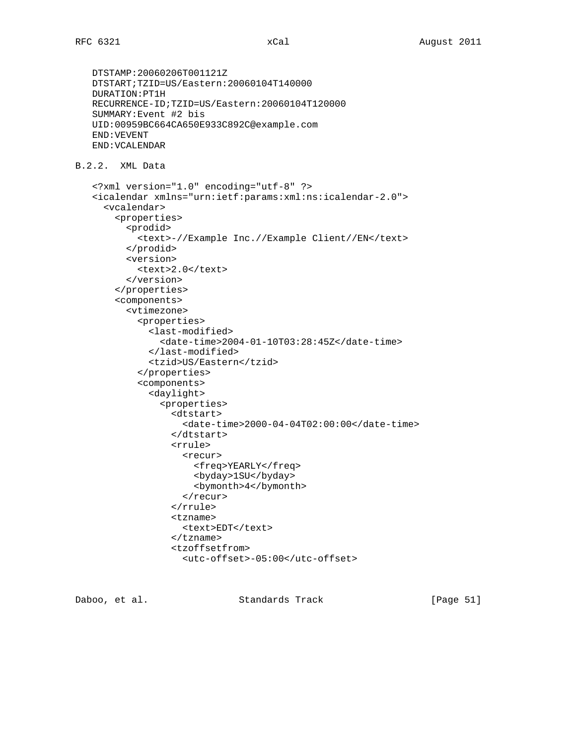```
DTSTAMP:20060206T001121Z
DTSTART;TZID=US/Eastern:20060104T140000
DURATION:PT1H
RECURRENCE-ID;TZID=US/Eastern:20060104T120000
SUMMARY:Event #2 bis
UID:00959BC664CA650E933C892C@example.com
END:VEVENT
END:VCALENDAR
```

### B.2.2. XML Data

```
<?xml version="1.0" encoding="utf-8" ?>
<icalendar xmlns="urn:ietf:params:xml:ns:icalendar-2.0">
  <vcalendar>
    <properties>
      <prodid>
        <text>-//Example Inc.//Example Client//EN</text>
      </prodid>
      <version>
        <text>2.0</text>
      </version>
    </properties>
    <components>
      <vtimezone>
        <properties>
          <last-modified>
            <date-time>2004-01-10T03:28:45Z</date-time>
          </last-modified>
          <tzid>US/Eastern</tzid>
        </properties>
        <components>
          <daylight>
            <properties>
              <dtstart>
                <date-time>2000-04-04T02:00:00</date-time>
              </dtstart>
              <rrule>
                <recur>
                  <freq>YEARLY</freq>
                  <byday>1SU</byday>
                  <bymonth>4</bymonth>
                </recur>
              </rrule>
              <tzname>
                <text>EDT</text>
              </tzname>
              <tzoffsetfrom>
                <utc-offset>-05:00</utc-offset>
```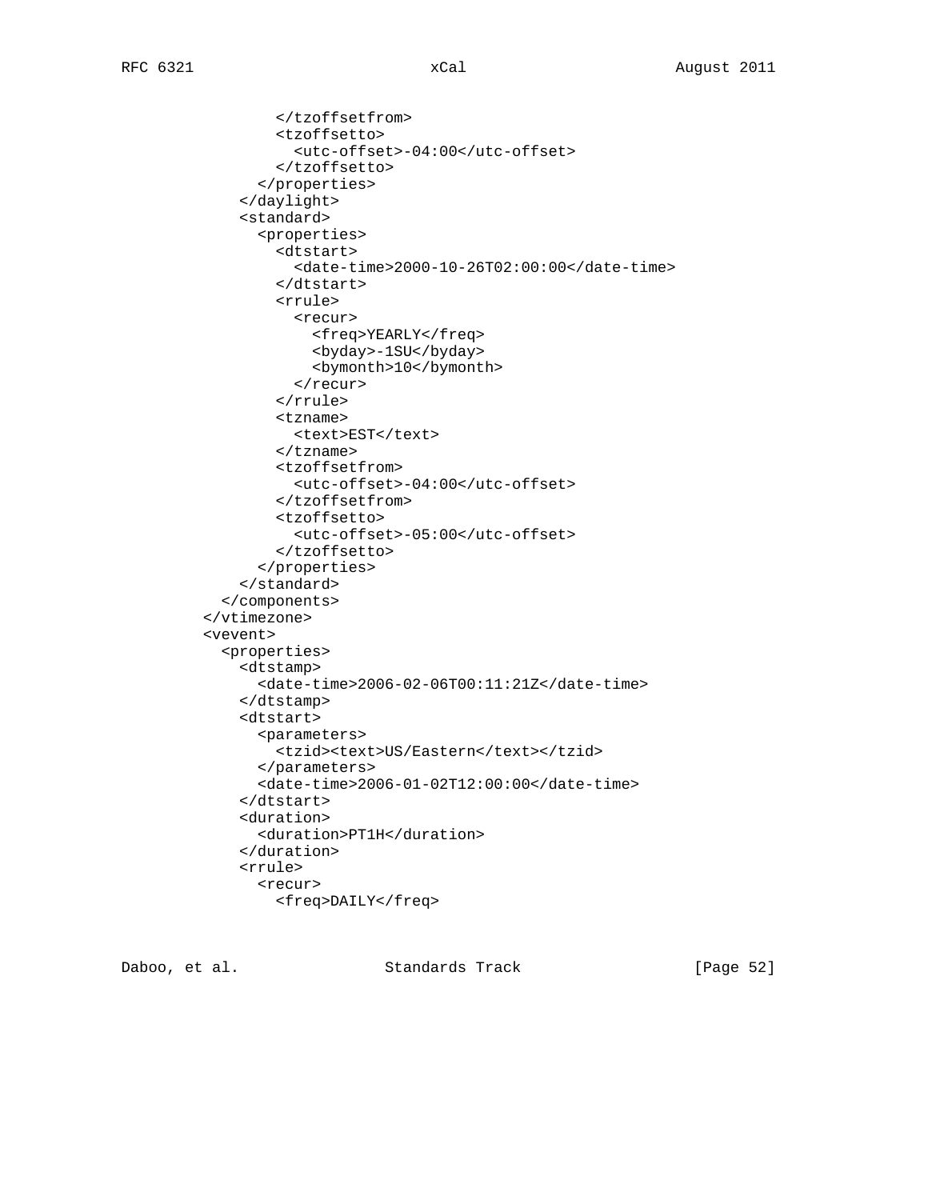```
              </tzoffsetfrom>
              <tzoffsetto>
                <utc-offset>-04:00</utc-offset>
              </tzoffsetto>
            </properties>
          </daylight>
          <standard>
            <properties>
              <dtstart>
                <date-time>2000-10-26T02:00:00</date-time>
              </dtstart>
              <rrule>
                <recur>
                  <freq>YEARLY</freq>
                  <byday>-1SU</byday>
                  <bymonth>10</bymonth>
                </recur>
              </rrule>
              <tzname>
                <text>EST</text>
              </tzname>
              <tzoffsetfrom>
                <utc-offset>-04:00</utc-offset>
              </tzoffsetfrom>
              <tzoffsetto>
                <utc-offset>-05:00</utc-offset>
              </tzoffsetto>
            </properties>
          </standard>
        </components>
      </vtimezone>
      <vevent>
        <properties>
          <dtstamp>
            <date-time>2006-02-06T00:11:21Z</date-time>
          </dtstamp>
          <dtstart>
            <parameters>
              <tzid><text>US/Eastern</text></tzid>
            </parameters>
            <date-time>2006-01-02T12:00:00</date-time>
          </dtstart>
          <duration>
            <duration>PT1H</duration>
          </duration>
          <rrule>
            <recur>
              <freq>DAILY</freq>
```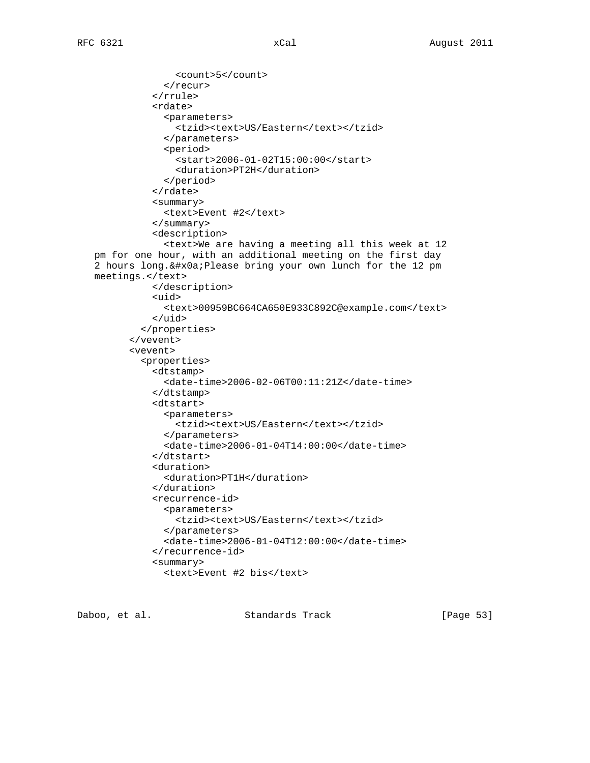```
              <count>5</count>
            </recur>
          </rrule>
          <rdate>
            <parameters>
              <tzid><text>US/Eastern</text></tzid>
            </parameters>
            <period>
              <start>2006-01-02T15:00:00</start>
              <duration>PT2H</duration>
            </period>
          </rdate>
          <summary>
            <text>Event #2</text>
          </summary>
          <description>
            <text>We are having a meeting all this week at 12
pm for one hour, with an additional meeting on the first day
2 hours long.&#x0a;Please bring your own lunch for the 12 pm
meetings.</text>
          </description>
          <uid>
            <text>00959BC664CA650E933C892C@example.com</text>
          </uid>
        </properties>
      </vevent>
      <vevent>
        <properties>
          <dtstamp>
            <date-time>2006-02-06T00:11:21Z</date-time>
          </dtstamp>
          <dtstart>
            <parameters>
              <tzid><text>US/Eastern</text></tzid>
            </parameters>
            <date-time>2006-01-04T14:00:00</date-time>
          </dtstart>
          <duration>
            <duration>PT1H</duration>
          </duration>
          <recurrence-id>
            <parameters>
              <tzid><text>US/Eastern</text></tzid>
            </parameters>
            <date-time>2006-01-04T12:00:00</date-time>
          </recurrence-id>
          <summary>
            <text>Event #2 bis</text>
```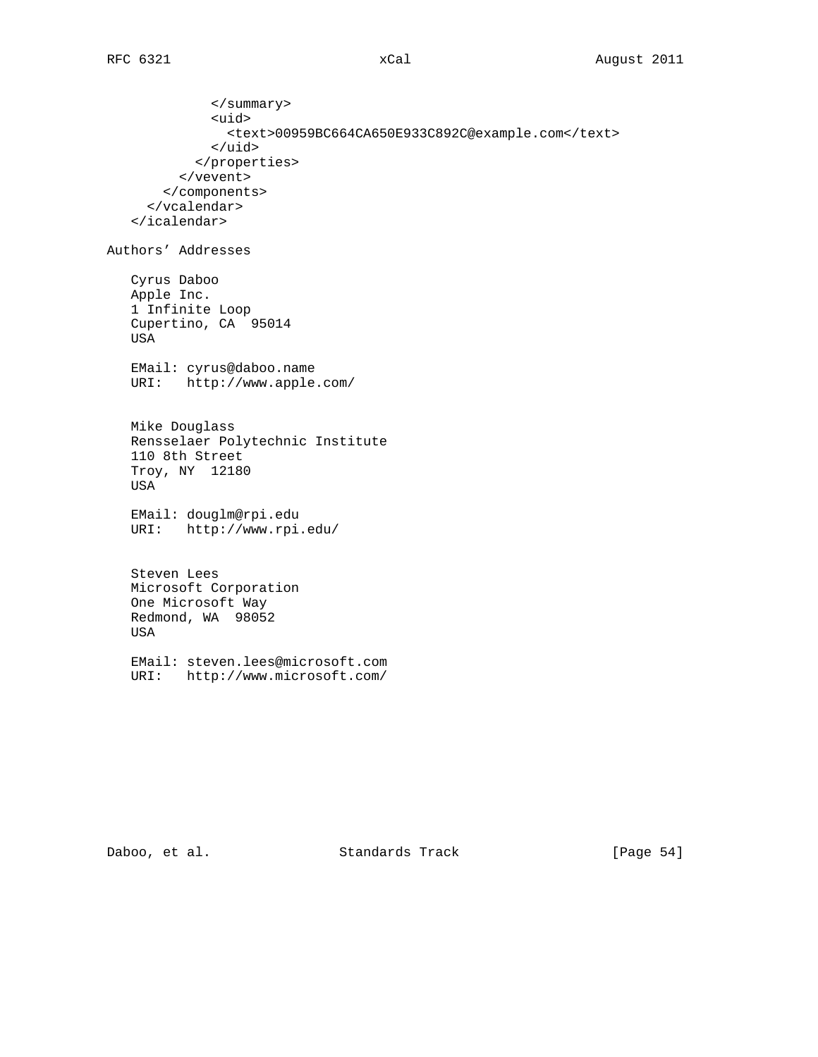```
            </summary>
            <uid>
              <text>00959BC664CA650E933C892C@example.com</text>
            </uid>
          </properties>
        </vevent>
      </components>
    </vcalendar>
  </icalendar>
```

## Authors' Addresses

Cyrus Daboo
Apple Inc.
1 Infinite Loop
Cupertino, CA  95014
USA

EMail: cyrus@daboo.name
URI:   http://www.apple.com/

Mike Douglass
Rensselaer Polytechnic Institute
110 8th Street
Troy, NY  12180
USA

EMail: douglm@rpi.edu
URI:   http://www.rpi.edu/

Steven Lees
Microsoft Corporation
One Microsoft Way
Redmond, WA  98052
USA

EMail: steven.lees@microsoft.com
URI:   http://www.microsoft.com/